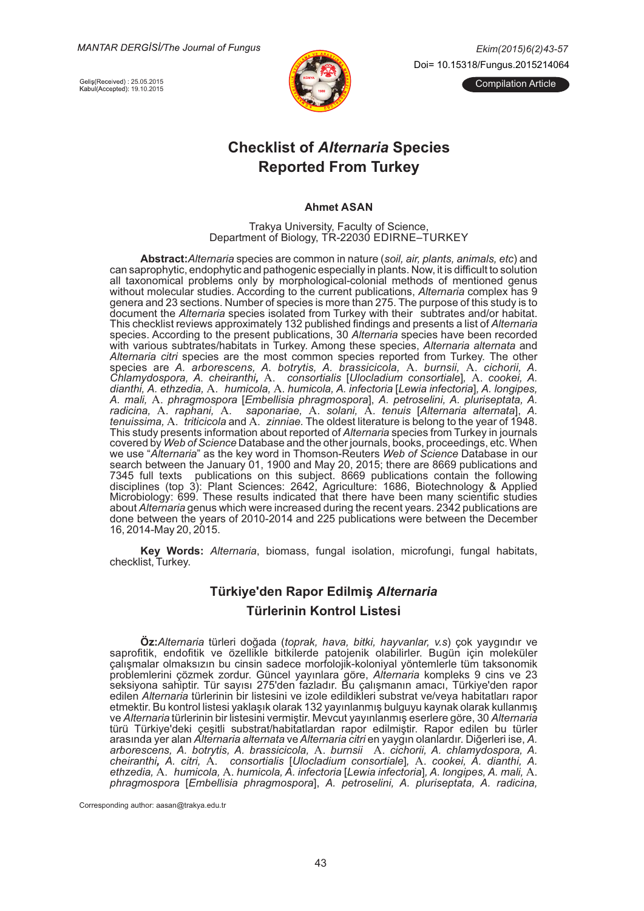MANTAR DERGİSİ/The Journal of Fungus

Ekim(2015)6(2)43-57

Doi= 10.15318/Fungus.2015214064

Geliş(Received) : 25.05.2015
Kabul(Accepted): 19.10.2015

Compilation Article

# Checklist of *Alternaria* Species Reported From Turkey

**Ahmet ASAN**

Trakya University, Faculty of Science,
Department of Biology, TR-22030 EDIRNE–TURKEY

**Abstract:** *Alternaria* species are common in nature (*soil, air, plants, animals, etc*) and can saprophytic, endophytic and pathogenic especially in plants. Now, it is difficult to solution all taxonomical problems only by morphological-colonial methods of mentioned genus without molecular studies. According to the current publications, *Alternaria* complex has 9 genera and 23 sections. Number of species is more than 275. The purpose of this study is to document the *Alternaria* species isolated from Turkey with their subtrates and/or habitat. This checklist reviews approximately 132 published findings and presents a list of *Alternaria* species. According to the present publications, 30 *Alternaria* species have been recorded with various subtrates/habitats in Turkey. Among these species, *Alternaria alternata* and *Alternaria citri* species are the most common species reported from Turkey. The other species are *A. arborescens, A. botrytis, A. brassicicola,* A. *burnsii,* A. *cichorii, A. Chlamydospora, A. cheiranthi,* A. *consortialis* [*Ulocladium consortiale*], A. *cookei, A. dianthi, A. ethzedia,* A. *humicola,* A. *humicola, A. infectoria* [*Lewia infectoria*], *A. longipes, A. mali,* A. *phragmospora* [*Embellisia phragmospora*], *A. petroselini, A. pluriseptata, A. radicina,* A. *raphani,* A. *saponariae,* A. *solani,* A. *tenuis* [*Alternaria alternata*], *A. tenuissima,* A. *triticicola* and A. *zinniae.* The oldest literature is belong to the year of 1948. This study presents information about reported of *Alternaria* species from Turkey in journals covered by *Web of Science* Database and the other journals, books, proceedings, etc. When we use "*Alternaria*" as the key word in Thomson-Reuters *Web of Science* Database in our search between the January 01, 1900 and May 20, 2015; there are 8669 publications and 7345 full texts publications on this subject. 8669 publications contain the following disciplines (top 3): Plant Sciences: 2642, Agriculture: 1686, Biotechnology & Applied Microbiology: 699. These results indicated that there have been many scientific studies about *Alternaria* genus which were increased during the recent years. 2342 publications are done between the years of 2010-2014 and 225 publications were between the December 16, 2014-May 20, 2015.

**Key Words:** *Alternaria*, biomass, fungal isolation, microfungi, fungal habitats, checklist, Turkey.

## Türkiye'den Rapor Edilmiş *Alternaria* Türlerinin Kontrol Listesi

**Öz:** *Alternaria* türleri doğada (*toprak, hava, bitki, hayvanlar, v.s*) çok yaygındır ve saprofitik, endofitik ve özellikle bitkilerde patojenik olabilirler. Bugün için moleküler çalışmalar olmaksızın bu cinsin sadece morfolojik-koloniyal yöntemlerle tüm taksonomik problemlerini çözmek zordur. Güncel yayınlara göre, *Alternaria* kompleks 9 cins ve 23 seksiyona sahiptir. Tür sayısı 275'den fazladır. Bu çalışmanın amacı, Türkiye'den rapor edilen *Alternaria* türlerinin bir listesini ve izole edildikleri substrat ve/veya habitatları rapor etmektir. Bu kontrol listesi yaklaşık olarak 132 yayınlanmış bulguyu kaynak olarak kullanmış ve *Alternaria* türlerinin bir listesini vermiştir. Mevcut yayınlanmış eserlere göre, 30 *Alternaria* türü Türkiye'deki çeşitli substrat/habitatlardan rapor edilmiştir. Rapor edilen bu türler arasında yer alan *Alternaria alternata* ve *Alternaria citri* en yaygın olanlardır. Diğerleri ise, *A. arborescens, A. botrytis, A. brassicicola,* A. *burnsii* A. *cichorii, A. chlamydospora, A. cheiranthi, A. citri,* A. *consortialis* [*Ulocladium consortiale*], A. *cookei, A. dianthi, A. ethzedia,* A. *humicola,* A. *humicola, A. infectoria* [*Lewia infectoria*], *A. longipes, A. mali,* A. *phragmospora* [*Embellisia phragmospora*], *A. petroselini, A. pluriseptata, A. radicina,*

Corresponding author: aasan@trakya.edu.tr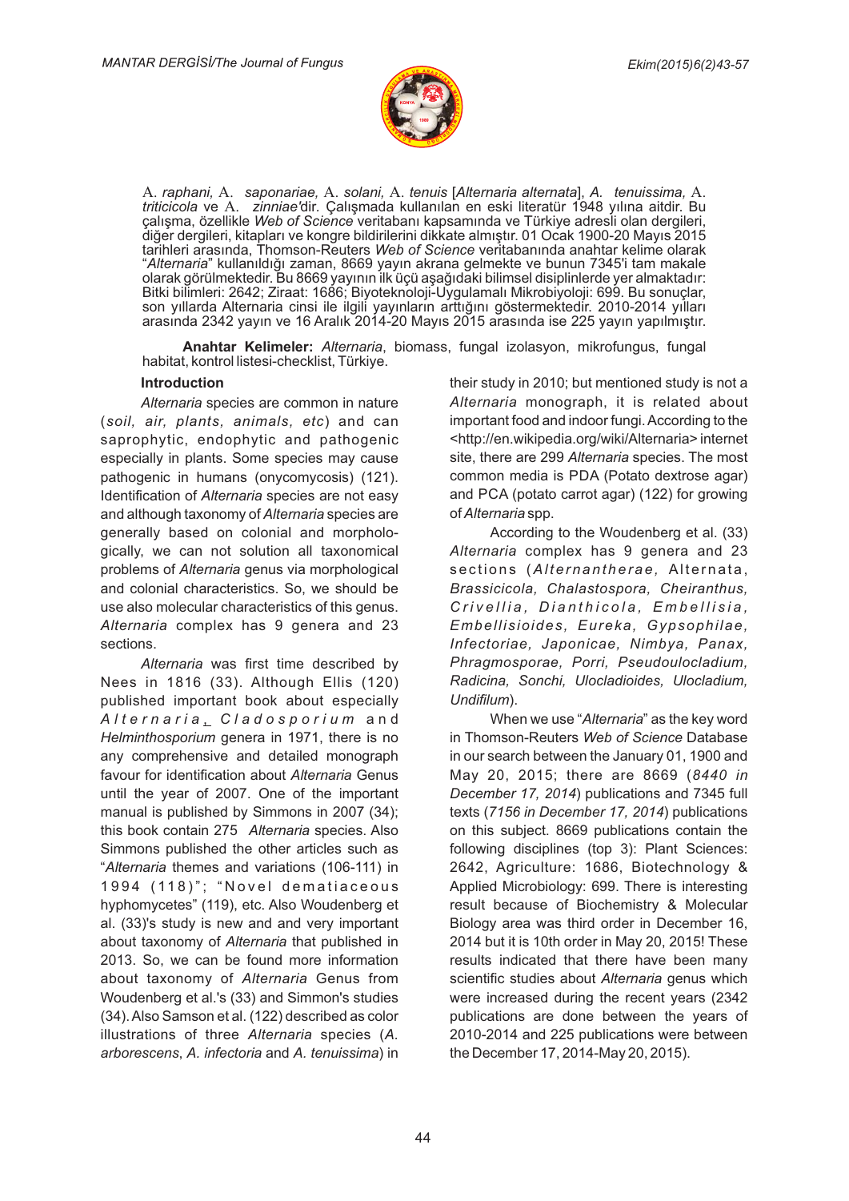A. *raphani,* A. *saponariae,* A. *solani,* A. *tenuis* [*Alternaria alternata*], *A. tenuissima,* A. *triticicola* ve A. *zinniae*'dir. Çalışmada kullanılan en eski literatür 1948 yılına aitdir. Bu çalışma, özellikle *Web of Science* veritabanı kapsamında ve Türkiye adresli olan dergileri, diğer dergileri, kitapları ve kongre bildirilerini dikkate almıştır. 01 Ocak 1900-20 Mayıs 2015 tarihleri arasında, Thomson-Reuters *Web of Science* veritabanında anahtar kelime olarak "*Alternaria*" kullanıldığı zaman, 8669 yayın akrana gelmekte ve bunun 7345'i tam makale olarak görülmektedir. Bu 8669 yayının ilk üçü aşağıdaki bilimsel disiplinlerde yer almaktadır: Bitki bilimleri: 2642; Ziraat: 1686; Biyoteknoloji-Uygulamalı Mikrobiyoloji: 699. Bu sonuçlar, son yıllarda Alternaria cinsi ile ilgili yayınların arttığını göstermektedir. 2010-2014 yılları arasında 2342 yayın ve 16 Aralık 2014-20 Mayıs 2015 arasında ise 225 yayın yapılmıştır.

**Anahtar Kelimeler:** *Alternaria*, biomass, fungal izolasyon, mikrofungus, fungal habitat, kontrol listesi-checklist, Türkiye.

## Introduction

*Alternaria* species are common in nature (*soil, air, plants, animals, etc*) and can saprophytic, endophytic and pathogenic especially in plants. Some species may cause pathogenic in humans (onycomycosis) (121). Identification of *Alternaria* species are not easy and although taxonomy of *Alternaria* species are generally based on colonial and morphologically, we can not solution all taxonomical problems of *Alternaria* genus via morphological and colonial characteristics. So, we should be use also molecular characteristics of this genus. *Alternaria* complex has 9 genera and 23 sections.

*Alternaria* was first time described by Nees in 1816 (33). Although Ellis (120) published important book about especially *Alternaria*, *Cladosporium* and *Helminthosporium* genera in 1971, there is no any comprehensive and detailed monograph favour for identification about *Alternaria* Genus until the year of 2007. One of the important manual is published by Simmons in 2007 (34); this book contain 275 *Alternaria* species. Also Simmons published the other articles such as "*Alternaria* themes and variations (106-111) in 1994 (118)"; "Novel dematiaceous hyphomycetes" (119), etc. Also Woudenberg et al. (33)'s study is new and and very important about taxonomy of *Alternaria* that published in 2013. So, we can be found more information about taxonomy of *Alternaria* Genus from Woudenberg et al.'s (33) and Simmon's studies (34). Also Samson et al. (122) described as color illustrations of three *Alternaria* species (*A. arborescens*, *A. infectoria* and *A. tenuissima*) in their study in 2010; but mentioned study is not a *Alternaria* monograph, it is related about important food and indoor fungi. According to the <http://en.wikipedia.org/wiki/Alternaria> internet site, there are 299 *Alternaria* species. The most common media is PDA (Potato dextrose agar) and PCA (potato carrot agar) (122) for growing of *Alternaria* spp.

According to the Woudenberg et al. (33) *Alternaria* complex has 9 genera and 23 sections (*Alternantherae,* Alternata, *Brassicicola, Chalastospora, Cheiranthus, Crivellia, Dianthicola, Embellisia, Embellisioides, Eureka, Gypsophilae, Infectoriae, Japonicae, Nimbya, Panax, Phragmosporae, Porri, Pseudoulocladium, Radicina, Sonchi, Ulocladioides, Ulocladium, Undifilum*).

When we use "*Alternaria*" as the key word in Thomson-Reuters *Web of Science* Database in our search between the January 01, 1900 and May 20, 2015; there are 8669 (*8440 in December 17, 2014*) publications and 7345 full texts (*7156 in December 17, 2014*) publications on this subject. 8669 publications contain the following disciplines (top 3): Plant Sciences: 2642, Agriculture: 1686, Biotechnology & Applied Microbiology: 699. There is interesting result because of Biochemistry & Molecular Biology was third order in December 16, 2014 but it is 10th order in May 20, 2015! These results indicated that there have been many scientific studies about *Alternaria* genus which were increased during the recent years (2342 publications are done between the years of 2010-2014 and 225 publications were between the December 17, 2014-May 20, 2015).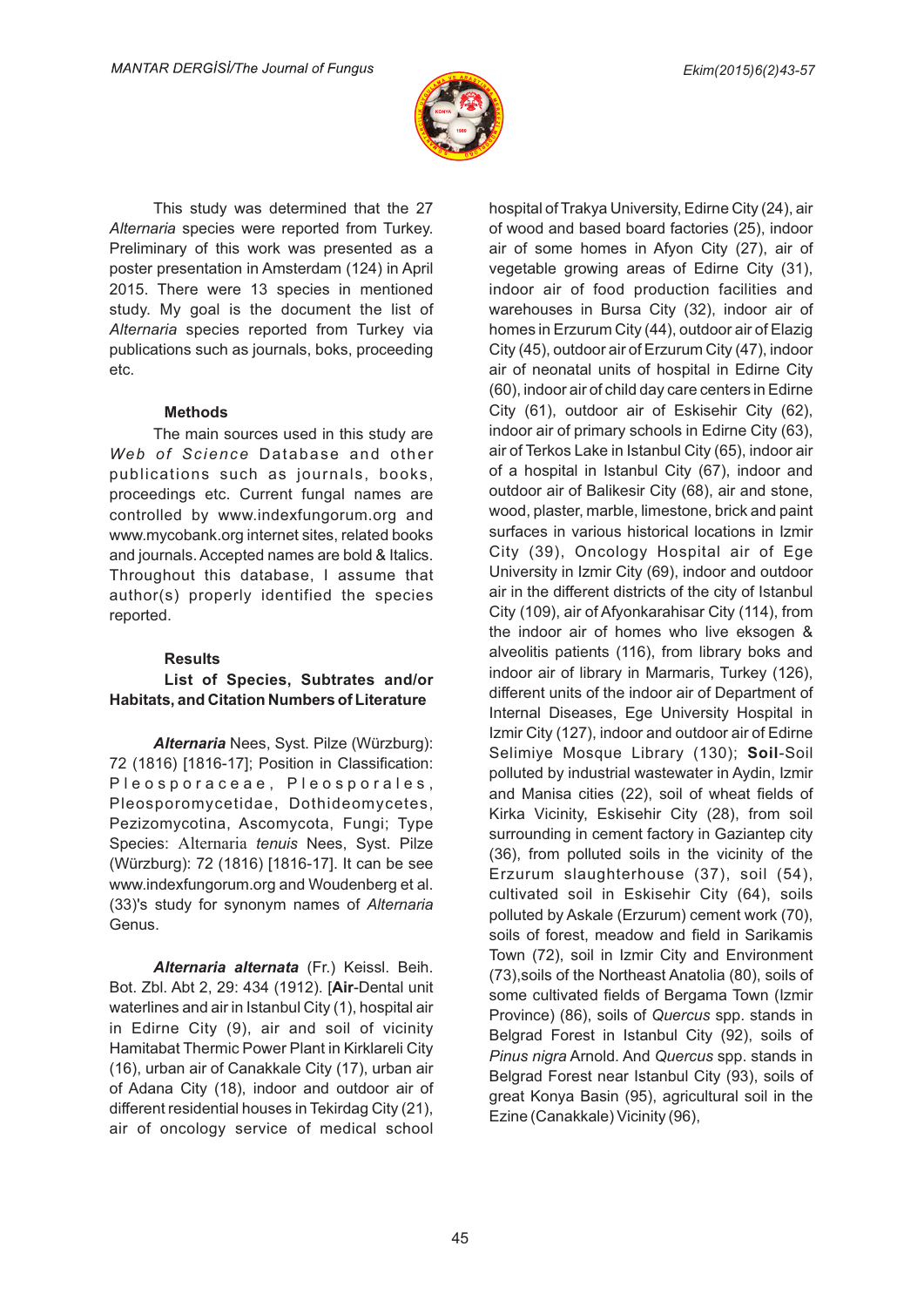This study was determined that the 27 *Alternaria* species were reported from Turkey. Preliminary of this work was presented as a poster presentation in Amsterdam (124) in April 2015. There were 13 species in mentioned study. My goal is the document the list of *Alternaria* species reported from Turkey via publications such as journals, boks, proceeding etc.

### Methods

The main sources used in this study are *Web of Science* Database and other publications such as journals, books, proceedings etc. Current fungal names are controlled by www.indexfungorum.org and www.mycobank.org internet sites, related books and journals. Accepted names are bold & Italics. Throughout this database, I assume that author(s) properly identified the species reported.

### Results

#### List of Species, Subtrates and/or Habitats, and Citation Numbers of Literature

***Alternaria*** Nees, Syst. Pilze (Würzburg): 72 (1816) [1816-17]; Position in Classification: Pleosporaceae, Pleosporales, Pleosporomycetidae, Dothideomycetes, Pezizomycotina, Ascomycota, Fungi; Type Species: Alternaria *tenuis* Nees, Syst. Pilze (Würzburg): 72 (1816) [1816-17]. It can be see www.indexfungorum.org and Woudenberg et al. (33)'s study for synonym names of *Alternaria* Genus.

***Alternaria alternata*** (Fr.) Keissl. Beih. Bot. Zbl. Abt 2, 29: 434 (1912). [**Air**-Dental unit waterlines and air in Istanbul City (1), hospital air in Edirne City (9), air and soil of vicinity Hamitabat Thermic Power Plant in Kirklareli City (16), urban air of Canakkale City (17), urban air of Adana City (18), indoor and outdoor air of different residential houses in Tekirdag City (21), air of oncology service of medical school hospital of Trakya University, Edirne City (24), air of wood and based board factories (25), indoor air of some homes in Afyon City (27), air of vegetable growing areas of Edirne City (31), indoor air of food production facilities and warehouses in Bursa City (32), indoor air of homes in Erzurum City (44), outdoor air of Elazig City (45), outdoor air of Erzurum City (47), indoor air of neonatal units of hospital in Edirne City (60), indoor air of child day care centers in Edirne City (61), outdoor air of Eskisehir City (62), indoor air of primary schools in Edirne City (63), air of Terkos Lake in Istanbul City (65), indoor air of a hospital in Istanbul City (67), indoor and outdoor air of Balikesir City (68), air and stone, wood, plaster, marble, limestone, brick and paint surfaces in various historical locations in Izmir City (39), Oncology Hospital air of Ege University in Izmir City (69), indoor and outdoor air in the different districts of the city of Istanbul City (109), air of Afyonkarahisar City (114), from the indoor air of homes who live eksogen & alveolitis patients (116), from library boks and indoor air of library in Marmaris, Turkey (126), different units of the indoor air of Department of Internal Diseases, Ege University Hospital in Izmir City (127), indoor and outdoor air of Edirne Selimiye Mosque Library (130); **Soil**-Soil polluted by industrial wastewater in Aydin, Izmir and Manisa cities (22), soil of wheat fields of Kirka Vicinity, Eskisehir City (28), from soil surrounding in cement factory in Gaziantep city (36), from polluted soils in the vicinity of the Erzurum slaughterhouse (37), soil (54), cultivated soil in Eskisehir City (64), soils polluted by Askale (Erzurum) cement work (70), soils of forest, meadow and field in Sarikamis Town (72), soil in Izmir City and Environment (73),soils of the Northeast Anatolia (80), soils of some cultivated fields of Bergama Town (Izmir Province) (86), soils of *Quercus* spp. stands in Belgrad Forest in Istanbul City (92), soils of *Pinus nigra* Arnold. And *Quercus* spp. stands in Belgrad Forest near Istanbul City (93), soils of great Konya Basin (95), agricultural soil in the Ezine (Canakkale) Vicinity (96),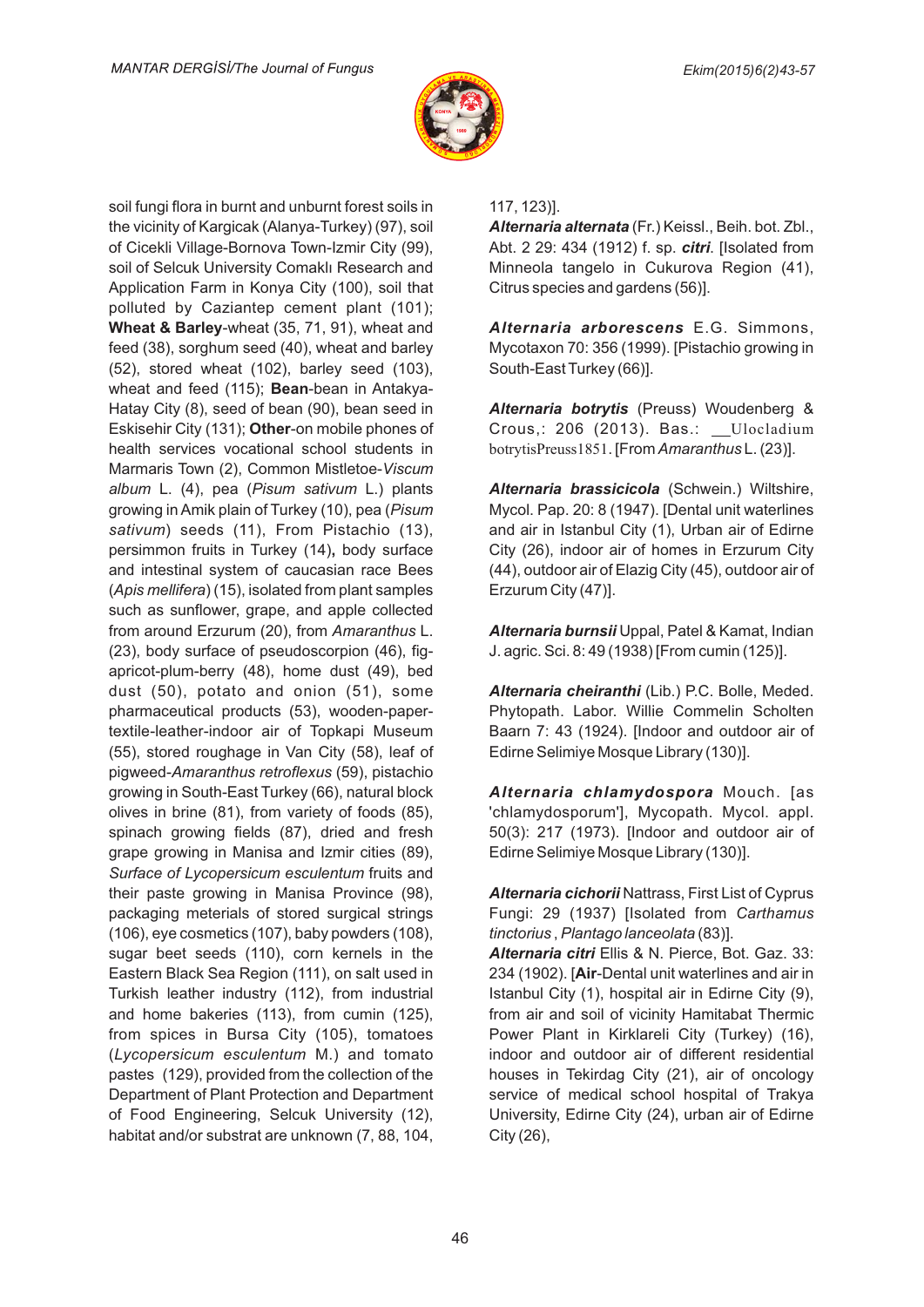soil fungi flora in burnt and unburnt forest soils in the vicinity of Kargicak (Alanya-Turkey) (97), soil of Cicekli Village-Bornova Town-Izmir City (99), soil of Selcuk University Comaklı Research and Application Farm in Konya City (100), soil that polluted by Caziantep cement plant (101); **Wheat & Barley**-wheat (35, 71, 91), wheat and feed (38), sorghum seed (40), wheat and barley (52), stored wheat (102), barley seed (103), wheat and feed (115); **Bean**-bean in Antakya-Hatay City (8), seed of bean (90), bean seed in Eskisehir City (131); **Other**-on mobile phones of health services vocational school students in Marmaris Town (2), Common Mistletoe-*Viscum album* L. (4), pea (*Pisum sativum* L.) plants growing in Amik plain of Turkey (10), pea (*Pisum sativum*) seeds (11), From Pistachio (13), persimmon fruits in Turkey (14)**,** body surface and intestinal system of caucasian race Bees (*Apis mellifera*) (15), isolated from plant samples such as sunflower, grape, and apple collected from around Erzurum (20), from *Amaranthus* L. (23), body surface of pseudoscorpion (46), fig-apricot-plum-berry (48), home dust (49), bed dust (50), potato and onion (51), some pharmaceutical products (53), wooden-paper-textile-leather-indoor air of Topkapi Museum (55), stored roughage in Van City (58), leaf of pigweed-*Amaranthus retroflexus* (59), pistachio growing in South-East Turkey (66), natural block olives in brine (81), from variety of foods (85), spinach growing fields (87), dried and fresh grape growing in Manisa and Izmir cities (89), *Surface of Lycopersicum esculentum* fruits and their paste growing in Manisa Province (98), packaging meterials of stored surgical strings (106), eye cosmetics (107), baby powders (108), sugar beet seeds (110), corn kernels in the Eastern Black Sea Region (111), on salt used in Turkish leather industry (112), from industrial and home bakeries (113), from cumin (125), from spices in Bursa City (105), tomatoes (*Lycopersicum esculentum* M.) and tomato pastes (129), provided from the collection of the Department of Plant Protection and Department of Food Engineering, Selcuk University (12), habitat and/or substrat are unknown (7, 88, 104, 117, 123)].

***Alternaria alternata*** (Fr.) Keissl., Beih. bot. Zbl., Abt. 2 29: 434 (1912) f. sp. ***citri***. [Isolated from Minneola tangelo in Cukurova Region (41), Citrus species and gardens (56)].

***Alternaria arborescens*** E.G. Simmons, Mycotaxon 70: 356 (1999). [Pistachio growing in South-East Turkey (66)].

***Alternaria botrytis*** (Preuss) Woudenberg & Crous,: 206 (2013). Bas.: __Ulocladium botrytisPreuss1851. [From *Amaranthus* L. (23)].

***Alternaria brassicicola*** (Schwein.) Wiltshire, Mycol. Pap. 20: 8 (1947). [Dental unit waterlines and air in Istanbul City (1), Urban air of Edirne City (26), indoor air of homes in Erzurum City (44), outdoor air of Elazig City (45), outdoor air of Erzurum City (47)].

***Alternaria burnsii*** Uppal, Patel & Kamat, Indian J. agric. Sci. 8: 49 (1938) [From cumin (125)].

***Alternaria cheiranthi*** (Lib.) P.C. Bolle, Meded. Phytopath. Labor. Willie Commelin Scholten Baarn 7: 43 (1924). [Indoor and outdoor air of Edirne Selimiye Mosque Library (130)].

***Alternaria chlamydospora*** Mouch. [as 'chlamydosporum'], Mycopath. Mycol. appl. 50(3): 217 (1973). [Indoor and outdoor air of Edirne Selimiye Mosque Library (130)].

***Alternaria cichorii*** Nattrass, First List of Cyprus Fungi: 29 (1937) [Isolated from *Carthamus tinctorius* , *Plantago lanceolata* (83)].

***Alternaria citri*** Ellis & N. Pierce, Bot. Gaz. 33: 234 (1902). [**Air**-Dental unit waterlines and air in Istanbul City (1), hospital air in Edirne City (9), from air and soil of vicinity Hamitabat Thermic Power Plant in Kirklareli City (Turkey) (16), indoor and outdoor air of different residential houses in Tekirdag City (21), air of oncology service of medical school hospital of Trakya University, Edirne City (24), urban air of Edirne City (26),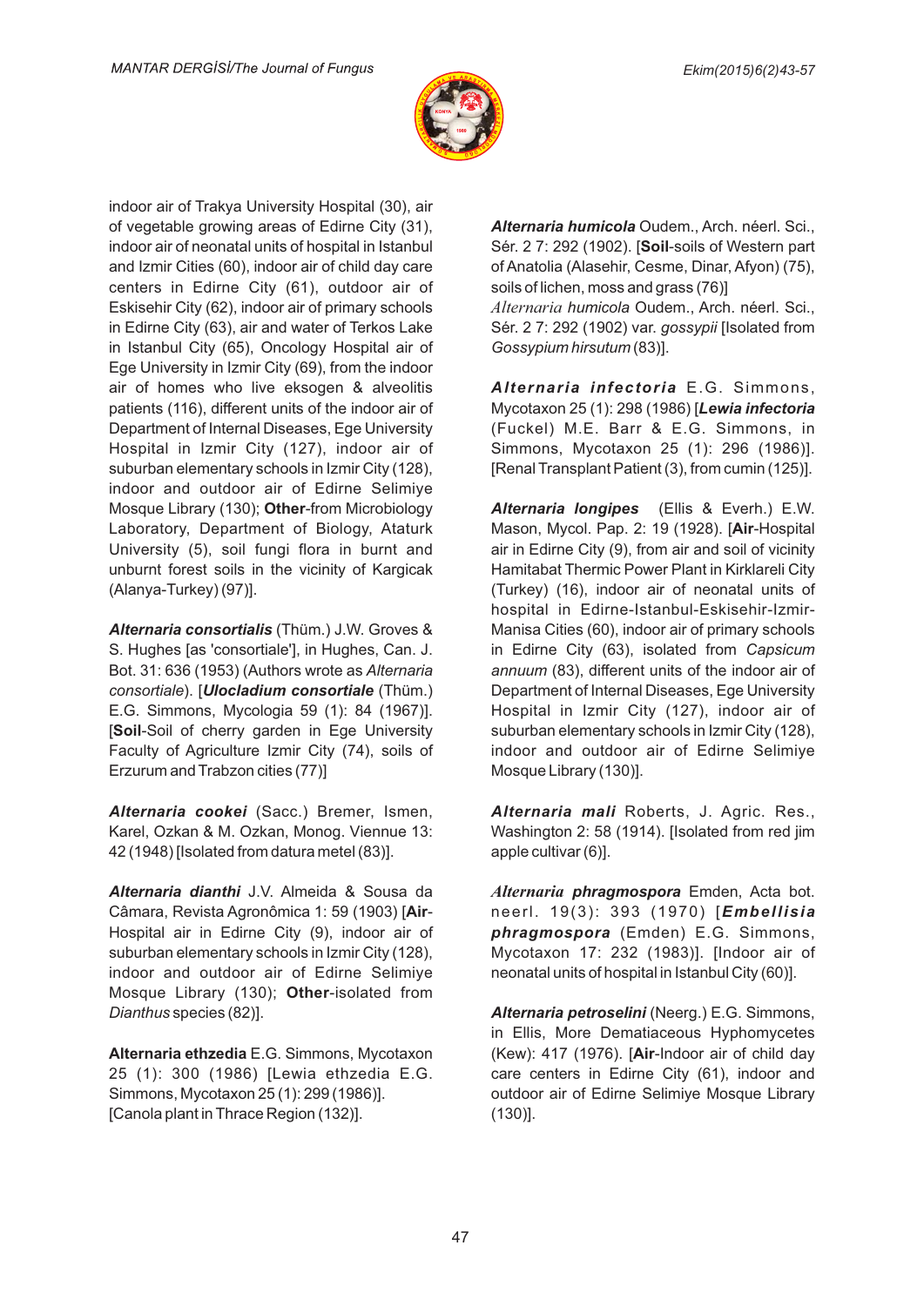indoor air of Trakya University Hospital (30), air of vegetable growing areas of Edirne City (31), indoor air of neonatal units of hospital in Istanbul and Izmir Cities (60), indoor air of child day care centers in Edirne City (61), outdoor air of Eskisehir City (62), indoor air of primary schools in Edirne City (63), air and water of Terkos Lake in Istanbul City (65), Oncology Hospital air of Ege University in Izmir City (69), from the indoor air of homes who live eksogen & alveolitis patients (116), different units of the indoor air of Department of Internal Diseases, Ege University Hospital in Izmir City (127), indoor air of suburban elementary schools in Izmir City (128), indoor and outdoor air of Edirne Selimiye Mosque Library (130); **Other**-from Microbiology Laboratory, Department of Biology, Ataturk University (5), soil fungi flora in burnt and unburnt forest soils in the vicinity of Kargicak (Alanya-Turkey) (97)].

***Alternaria consortialis*** (Thüm.) J.W. Groves & S. Hughes [as 'consortiale'], in Hughes, Can. J. Bot. 31: 636 (1953) (Authors wrote as *Alternaria consortiale*). [***Ulocladium consortiale*** (Thüm.) E.G. Simmons, Mycologia 59 (1): 84 (1967)]. [**Soil**-Soil of cherry garden in Ege University Faculty of Agriculture Izmir City (74), soils of Erzurum and Trabzon cities (77)]

***Alternaria cookei*** (Sacc.) Bremer, Ismen, Karel, Ozkan & M. Ozkan, Monog. Viennue 13: 42 (1948) [Isolated from datura metel (83)].

***Alternaria dianthi*** J.V. Almeida & Sousa da Câmara, Revista Agronômica 1: 59 (1903) [**Air**-Hospital air in Edirne City (9), indoor air of suburban elementary schools in Izmir City (128), indoor and outdoor air of Edirne Selimiye Mosque Library (130); **Other**-isolated from *Dianthus* species (82)].

**Alternaria ethzedia** E.G. Simmons, Mycotaxon 25 (1): 300 (1986) [Lewia ethzedia E.G. Simmons, Mycotaxon 25 (1): 299 (1986)]. [Canola plant in Thrace Region (132)].

***Alternaria humicola*** Oudem., Arch. néerl. Sci., Sér. 2 7: 292 (1902). [**Soil**-soils of Western part of Anatolia (Alasehir, Cesme, Dinar, Afyon) (75), soils of lichen, moss and grass (76)]

*Alternaria humicola* Oudem., Arch. néerl. Sci., Sér. 2 7: 292 (1902) var. *gossypii* [Isolated from *Gossypium hirsutum* (83)].

***Alternaria infectoria*** E.G. Simmons, Mycotaxon 25 (1): 298 (1986) [***Lewia infectoria*** (Fuckel) M.E. Barr & E.G. Simmons, in Simmons, Mycotaxon 25 (1): 296 (1986)]. [Renal Transplant Patient (3), from cumin (125)].

***Alternaria longipes*** (Ellis & Everh.) E.W. Mason, Mycol. Pap. 2: 19 (1928). [**Air**-Hospital air in Edirne City (9), from air and soil of vicinity Hamitabat Thermic Power Plant in Kirklareli City (Turkey) (16), indoor air of neonatal units of hospital in Edirne-Istanbul-Eskisehir-Izmir-Manisa Cities (60), indoor air of primary schools in Edirne City (63), isolated from *Capsicum annuum* (83), different units of the indoor air of Department of Internal Diseases, Ege University Hospital in Izmir City (127), indoor air of suburban elementary schools in Izmir City (128), indoor and outdoor air of Edirne Selimiye Mosque Library (130)].

***Alternaria mali*** Roberts, J. Agric. Res., Washington 2: 58 (1914). [Isolated from red jim apple cultivar (6)].

***Alternaria phragmospora*** Emden, Acta bot. neerl. 19(3): 393 (1970) [***Embellisia phragmospora*** (Emden) E.G. Simmons, Mycotaxon 17: 232 (1983)]. [Indoor air of neonatal units of hospital in Istanbul City (60)].

***Alternaria petroselini*** (Neerg.) E.G. Simmons, in Ellis, More Dematiaceous Hyphomycetes (Kew): 417 (1976). [**Air**-Indoor air of child day care centers in Edirne City (61), indoor and outdoor air of Edirne Selimiye Mosque Library (130)].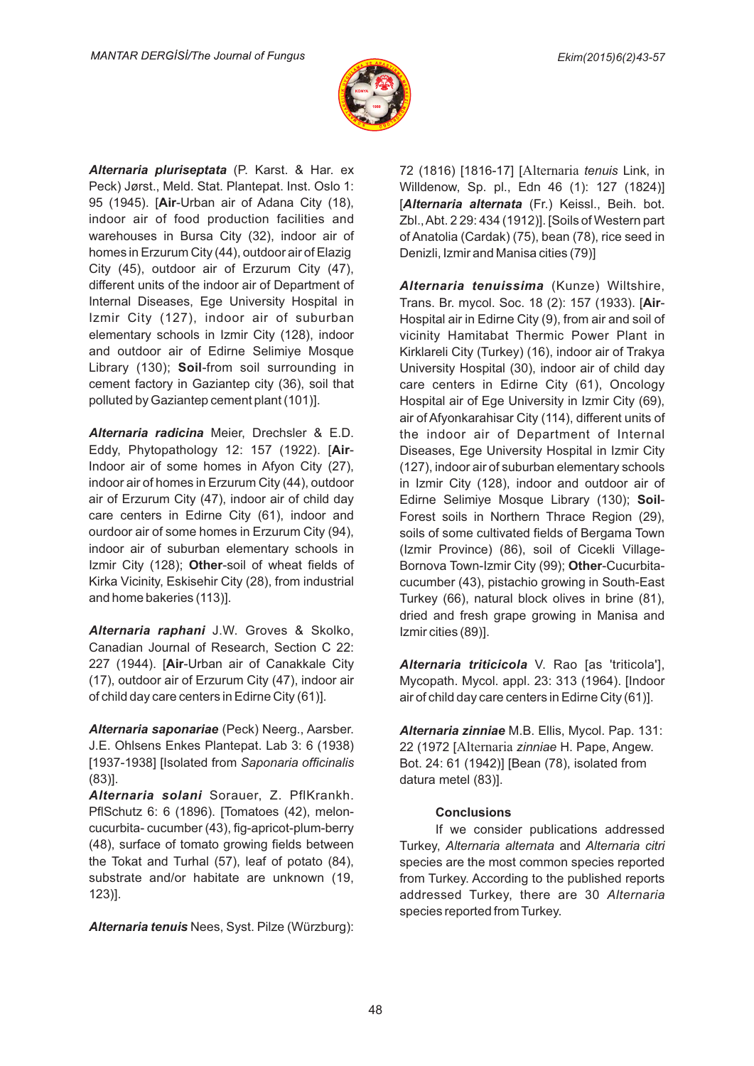***Alternaria pluriseptata*** (P. Karst. & Har. ex Peck) Jørst., Meld. Stat. Plantepat. Inst. Oslo 1: 95 (1945). [**Air**-Urban air of Adana City (18), indoor air of food production facilities and warehouses in Bursa City (32), indoor air of homes in Erzurum City (44), outdoor air of Elazig City (45), outdoor air of Erzurum City (47), different units of the indoor air of Department of Internal Diseases, Ege University Hospital in Izmir City (127), indoor air of suburban elementary schools in Izmir City (128), indoor and outdoor air of Edirne Selimiye Mosque Library (130); **Soil**-from soil surrounding in cement factory in Gaziantep city (36), soil that polluted by Gaziantep cement plant (101)].

***Alternaria radicina*** Meier, Drechsler & E.D. Eddy, Phytopathology 12: 157 (1922). [**Air**-Indoor air of some homes in Afyon City (27), indoor air of homes in Erzurum City (44), outdoor air of Erzurum City (47), indoor air of child day care centers in Edirne City (61), indoor and ourdoor air of some homes in Erzurum City (94), indoor air of suburban elementary schools in Izmir City (128); **Other**-soil of wheat fields of Kirka Vicinity, Eskisehir City (28), from industrial and home bakeries (113)].

***Alternaria raphani*** J.W. Groves & Skolko, Canadian Journal of Research, Section C 22: 227 (1944). [**Air**-Urban air of Canakkale City (17), outdoor air of Erzurum City (47), indoor air of child day care centers in Edirne City (61)].

***Alternaria saponariae*** (Peck) Neerg., Aarsber. J.E. Ohlsens Enkes Plantepat. Lab 3: 6 (1938) [1937-1938] [Isolated from *Saponaria officinalis* (83)].

***Alternaria solani*** Sorauer, Z. PflKrankh. PflSchutz 6: 6 (1896). [Tomatoes (42), melon-cucurbita- cucumber (43), fig-apricot-plum-berry (48), surface of tomato growing fields between the Tokat and Turhal (57), leaf of potato (84), substrate and/or habitate are unknown (19, 123)].

***Alternaria tenuis*** Nees, Syst. Pilze (Würzburg): 72 (1816) [1816-17] [Alternaria *tenuis* Link, in Willdenow, Sp. pl., Edn 46 (1): 127 (1824)] [***Alternaria alternata*** (Fr.) Keissl., Beih. bot. Zbl., Abt. 2 29: 434 (1912)]. [Soils of Western part of Anatolia (Cardak) (75), bean (78), rice seed in Denizli, Izmir and Manisa cities (79)]

***Alternaria tenuissima*** (Kunze) Wiltshire, Trans. Br. mycol. Soc. 18 (2): 157 (1933). [**Air**-Hospital air in Edirne City (9), from air and soil of vicinity Hamitabat Thermic Power Plant in Kirklareli City (Turkey) (16), indoor air of Trakya University Hospital (30), indoor air of child day care centers in Edirne City (61), Oncology Hospital air of Ege University in Izmir City (69), air of Afyonkarahisar City (114), different units of the indoor air of Department of Internal Diseases, Ege University Hospital in Izmir City (127), indoor air of suburban elementary schools in Izmir City (128), indoor and outdoor air of Edirne Selimiye Mosque Library (130); **Soil**-Forest soils in Northern Thrace Region (29), soils of some cultivated fields of Bergama Town (Izmir Province) (86), soil of Cicekli Village-Bornova Town-Izmir City (99); **Other**-Cucurbita-cucumber (43), pistachio growing in South-East Turkey (66), natural block olives in brine (81), dried and fresh grape growing in Manisa and Izmir cities (89)].

***Alternaria triticicola*** V. Rao [as 'triticola'], Mycopath. Mycol. appl. 23: 313 (1964). [Indoor air of child day care centers in Edirne City (61)].

***Alternaria zinniae*** M.B. Ellis, Mycol. Pap. 131: 22 (1972 [Alternaria *zinniae* H. Pape, Angew. Bot. 24: 61 (1942)] [Bean (78), isolated from datura metel (83)].

### Conclusions

If we consider publications addressed Turkey, *Alternaria alternata* and *Alternaria citri* species are the most common species reported from Turkey. According to the published reports addressed Turkey, there are 30 *Alternaria* species reported from Turkey.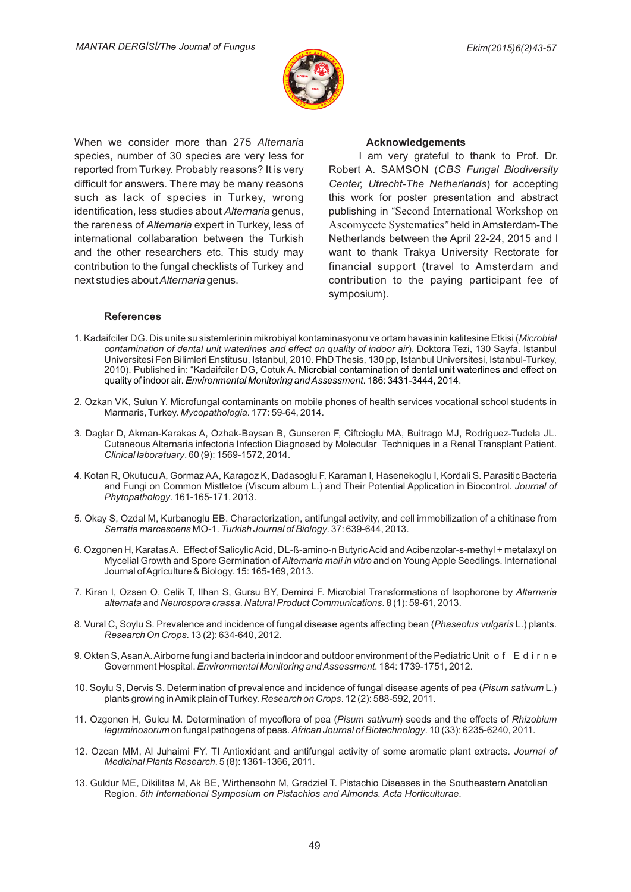When we consider more than 275 *Alternaria* species, number of 30 species are very less for reported from Turkey. Probably reasons? It is very difficult for answers. There may be many reasons such as lack of species in Turkey, wrong identification, less studies about *Alternaria* genus, the rareness of *Alternaria* expert in Turkey, less of international collaboration between the Turkish and the other researchers etc. This study may contribution to the fungal checklists of Turkey and next studies about *Alternaria* genus.

**Acknowledgements**

I am very grateful to thank to Prof. Dr. Robert A. SAMSON (*CBS Fungal Biodiversity Center, Utrecht-The Netherlands*) for accepting this work for poster presentation and abstract publishing in "Second International Workshop on Ascomycete Systematics" held in Amsterdam-The Netherlands between the April 22-24, 2015 and I want to thank Trakya University Rectorate for financial support (travel to Amsterdam and contribution to the paying participant fee of symposium).

**References**

1. Kadaifciler DG. Dis unite su sistemlerinin mikrobiyal kontaminasyonu ve ortam havasinin kalitesine Etkisi (*Microbial contamination of dental unit waterlines and effect on quality of indoor air*). Doktora Tezi, 130 Sayfa. Istanbul Universitesi Fen Bilimleri Enstitusu, Istanbul, 2010. PhD Thesis, 130 pp, Istanbul Universitesi, Istanbul-Turkey, 2010). Published in: "Kadaifciler DG, Cotuk A. Microbial contamination of dental unit waterlines and effect on quality of indoor air. *Environmental Monitoring and Assessment*. 186: 3431-3444, 2014.

2. Ozkan VK, Sulun Y. Microfungal contaminants on mobile phones of health services vocational school students in Marmaris, Turkey. *Mycopathologia*. 177: 59-64, 2014.

3. Daglar D, Akman-Karakas A, Ozhak-Baysan B, Gunseren F, Ciftcioglu MA, Buitrago MJ, Rodriguez-Tudela JL. Cutaneous Alternaria infectoria Infection Diagnosed by Molecular Techniques in a Renal Transplant Patient. *Clinical laboratuary*. 60 (9): 1569-1572, 2014.

4. Kotan R, Okutucu A, Gormaz AA, Karagoz K, Dadasoglu F, Karaman I, Hasenekoglu I, Kordali S. Parasitic Bacteria and Fungi on Common Mistletoe (Viscum album L.) and Their Potential Application in Biocontrol. *Journal of Phytopathology*. 161-165-171, 2013.

5. Okay S, Ozdal M, Kurbanoglu EB. Characterization, antifungal activity, and cell immobilization of a chitinase from *Serratia marcescens* MO-1. *Turkish Journal of Biology*. 37: 639-644, 2013.

6. Ozgonen H, Karatas A. Effect of Salicylic Acid, DL-ß-amino-n Butyric Acid and Acibenzolar-s-methyl + metalaxyl on Mycelial Growth and Spore Germination of *Alternaria mali in vitro* and on Young Apple Seedlings. International Journal of Agriculture & Biology. 15: 165-169, 2013.

7. Kiran I, Ozsen O, Celik T, Ilhan S, Gursu BY, Demirci F. Microbial Transformations of Isophorone by *Alternaria alternata* and *Neurospora crassa*. *Natural Product Communications*. 8 (1): 59-61, 2013.

8. Vural C, Soylu S. Prevalence and incidence of fungal disease agents affecting bean (*Phaseolus vulgaris* L.) plants. *Research On Crops*. 13 (2): 634-640, 2012.

9. Okten S, Asan A. Airborne fungi and bacteria in indoor and outdoor environment of the Pediatric Unit of Edirne Government Hospital. *Environmental Monitoring and Assessment*. 184: 1739-1751, 2012.

10. Soylu S, Dervis S. Determination of prevalence and incidence of fungal disease agents of pea (*Pisum sativum* L.) plants growing in Amik plain of Turkey. *Research on Crops*. 12 (2): 588-592, 2011.

11. Ozgonen H, Gulcu M. Determination of mycoflora of pea (*Pisum sativum*) seeds and the effects of *Rhizobium leguminosorum* on fungal pathogens of peas. *African Journal of Biotechnology*. 10 (33): 6235-6240, 2011.

12. Ozcan MM, Al Juhaimi FY. TI Antioxidant and antifungal activity of some aromatic plant extracts. *Journal of Medicinal Plants Research*. 5 (8): 1361-1366, 2011.

13. Guldur ME, Dikilitas M, Ak BE, Wirthensohn M, Gradziel T. Pistachio Diseases in the Southeastern Anatolian Region. *5th International Symposium on Pistachios and Almonds. Acta Horticulturae*.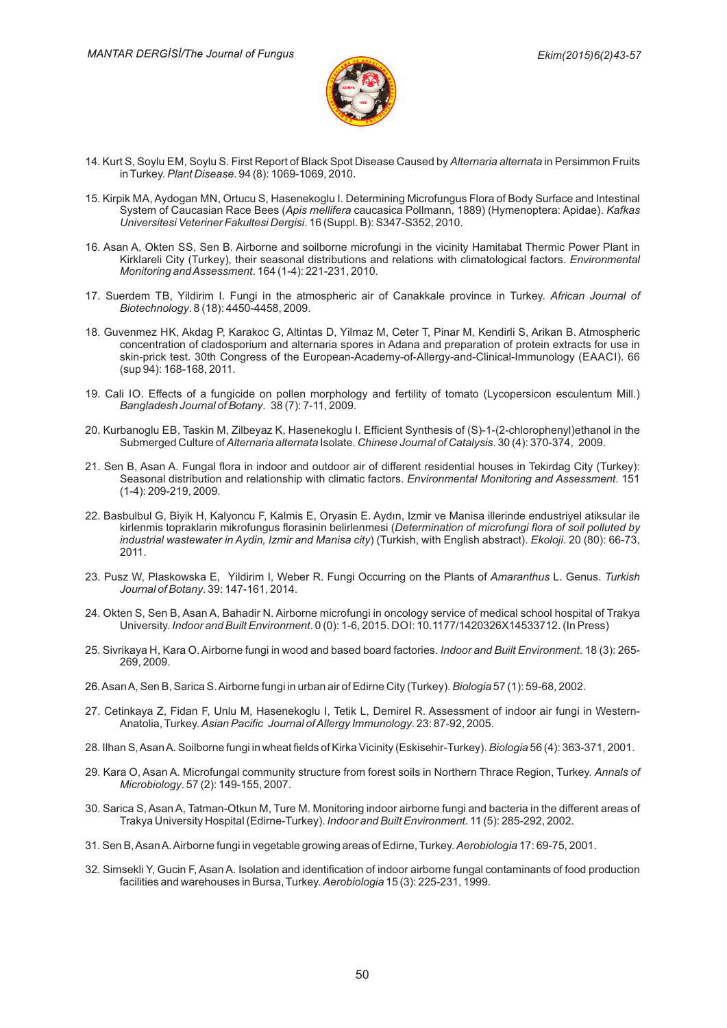14. Kurt S, Soylu EM, Soylu S. First Report of Black Spot Disease Caused by *Alternaria alternata* in Persimmon Fruits in Turkey. *Plant Disease*. 94 (8): 1069-1069, 2010.

15. Kirpik MA, Aydogan MN, Ortucu S, Hasenekoglu I. Determining Microfungus Flora of Body Surface and Intestinal System of Caucasian Race Bees (*Apis mellifera* caucasica Pollmann, 1889) (Hymenoptera: Apidae). *Kafkas Universitesi Veteriner Fakultesi Dergisi*. 16 (Suppl. B): S347-S352, 2010.

16. Asan A, Okten SS, Sen B. Airborne and soilborne microfungi in the vicinity Hamitabat Thermic Power Plant in Kirklareli City (Turkey), their seasonal distributions and relations with climatological factors. *Environmental Monitoring and Assessment*. 164 (1-4): 221-231, 2010.

17. Suerdem TB, Yildirim I. Fungi in the atmospheric air of Canakkale province in Turkey. *African Journal of Biotechnology*. 8 (18): 4450-4458, 2009.

18. Guvenmez HK, Akdag P, Karakoc G, Altintas D, Yilmaz M, Ceter T, Pinar M, Kendirli S, Arikan B. Atmospheric concentration of cladosporium and alternaria spores in Adana and preparation of protein extracts for use in skin-prick test. 30th Congress of the European-Academy-of-Allergy-and-Clinical-Immunology (EAACI). 66 (sup 94): 168-168, 2011.

19. Cali IO. Effects of a fungicide on pollen morphology and fertility of tomato (Lycopersicon esculentum Mill.) *Bangladesh Journal of Botany*. 38 (7): 7-11, 2009.

20. Kurbanoglu EB, Taskin M, Zilbeyaz K, Hasenekoglu I. Efficient Synthesis of (S)-1-(2-chlorophenyl)ethanol in the Submerged Culture of *Alternaria alternata* Isolate. *Chinese Journal of Catalysis*. 30 (4): 370-374, 2009.

21. Sen B, Asan A. Fungal flora in indoor and outdoor air of different residential houses in Tekirdag City (Turkey): Seasonal distribution and relationship with climatic factors. *Environmental Monitoring and Assessment*. 151 (1-4): 209-219, 2009.

22. Basbulbul G, Biyik H, Kalyoncu F, Kalmis E, Oryasin E. Aydın, Izmir ve Manisa illerinde endustriyel atiksular ile kirlenmis topraklarin mikrofungus florasinin belirlenmesi (*Determination of microfungi flora of soil polluted by industrial wastewater in Aydin, Izmir and Manisa city*) (Turkish, with English abstract). *Ekoloji*. 20 (80): 66-73, 2011.

23. Pusz W, Plaskowska E, Yildirim I, Weber R. Fungi Occurring on the Plants of *Amaranthus* L. Genus. *Turkish Journal of Botany*. 39: 147-161, 2014.

24. Okten S, Sen B, Asan A, Bahadir N. Airborne microfungi in oncology service of medical school hospital of Trakya University. *Indoor and Built Environment*. 0 (0): 1-6, 2015. DOI: 10.1177/1420326X14533712. (In Press)

25. Sivrikaya H, Kara O. Airborne fungi in wood and based board factories. *Indoor and Built Environment*. 18 (3): 265-269, 2009.

26. Asan A, Sen B, Sarica S. Airborne fungi in urban air of Edirne City (Turkey). *Biologia* 57 (1): 59-68, 2002.

27. Cetinkaya Z, Fidan F, Unlu M, Hasenekoglu I, Tetik L, Demirel R. Assessment of indoor air fungi in Western-Anatolia, Turkey. *Asian Pacific Journal of Allergy Immunology*. 23: 87-92, 2005.

28. Ilhan S, Asan A. Soilborne fungi in wheat fields of Kirka Vicinity (Eskisehir-Turkey). *Biologia* 56 (4): 363-371, 2001.

29. Kara O, Asan A. Microfungal community structure from forest soils in Northern Thrace Region, Turkey. *Annals of Microbiology*. 57 (2): 149-155, 2007.

30. Sarica S, Asan A, Tatman-Otkun M, Ture M. Monitoring indoor airborne fungi and bacteria in the different areas of Trakya University Hospital (Edirne-Turkey). *Indoor and Built Environment*. 11 (5): 285-292, 2002.

31. Sen B, Asan A. Airborne fungi in vegetable growing areas of Edirne, Turkey. *Aerobiologia* 17: 69-75, 2001.

32. Simsekli Y, Gucin F, Asan A. Isolation and identification of indoor airborne fungal contaminants of food production facilities and warehouses in Bursa, Turkey. *Aerobiologia* 15 (3): 225-231, 1999.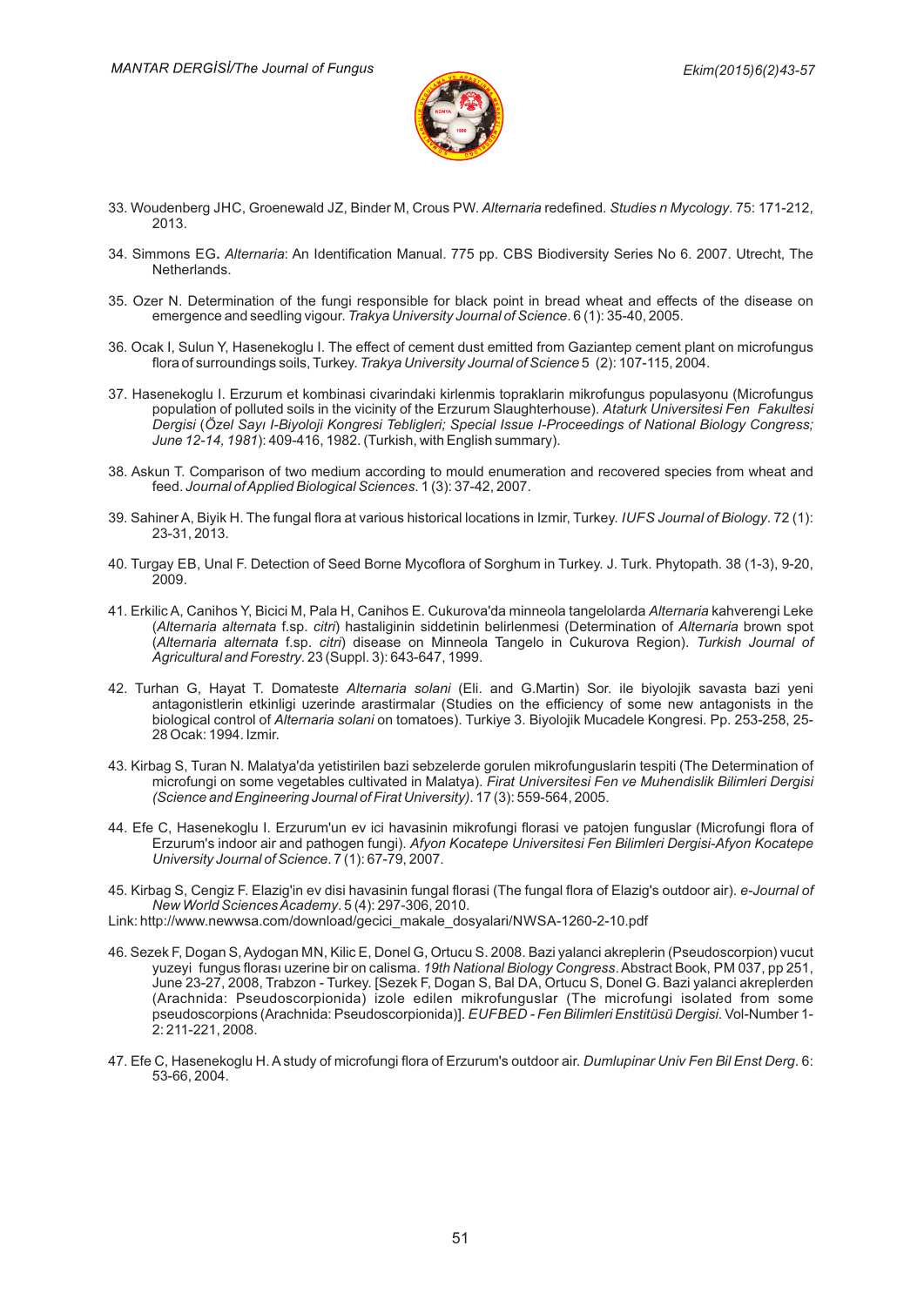33. Woudenberg JHC, Groenewald JZ, Binder M, Crous PW. *Alternaria* redefined. *Studies n Mycology*. 75: 171-212, 2013.

34. Simmons EG**.** *Alternaria*: An Identification Manual. 775 pp. CBS Biodiversity Series No 6. 2007. Utrecht, The Netherlands.

35. Ozer N. Determination of the fungi responsible for black point in bread wheat and effects of the disease on emergence and seedling vigour. *Trakya University Journal of Science*. 6 (1): 35-40, 2005.

36. Ocak I, Sulun Y, Hasenekoglu I. The effect of cement dust emitted from Gaziantep cement plant on microfungus flora of surroundings soils, Turkey. *Trakya University Journal of Science* 5 (2): 107-115, 2004.

37. Hasenekoglu I. Erzurum et kombinasi civarindaki kirlenmis topraklarin mikrofungus populasyonu (Microfungus population of polluted soils in the vicinity of the Erzurum Slaughterhouse). *Ataturk Universitesi Fen Fakultesi Dergisi* (*Özel Sayı I-Biyoloji Kongresi Tebligleri; Special Issue I-Proceedings of National Biology Congress; June 12-14, 1981*): 409-416, 1982. (Turkish, with English summary).

38. Askun T. Comparison of two medium according to mould enumeration and recovered species from wheat and feed. *Journal of Applied Biological Sciences*. 1 (3): 37-42, 2007.

39. Sahiner A, Biyik H. The fungal flora at various historical locations in Izmir, Turkey. *IUFS Journal of Biology*. 72 (1): 23-31, 2013.

40. Turgay EB, Unal F. Detection of Seed Borne Mycoflora of Sorghum in Turkey. J. Turk. Phytopath. 38 (1-3), 9-20, 2009.

41. Erkilic A, Canihos Y, Bicici M, Pala H, Canihos E. Cukurova'da minneola tangelolarda *Alternaria* kahverengi Leke (*Alternaria alternata* f.sp. *citri*) hastaliginin siddetinin belirlenmesi (Determination of *Alternaria* brown spot (*Alternaria alternata* f.sp. *citri*) disease on Minneola Tangelo in Cukurova Region). *Turkish Journal of Agricultural and Forestry*. 23 (Suppl. 3): 643-647, 1999.

42. Turhan G, Hayat T. Domateste *Alternaria solani* (Eli. and G.Martin) Sor. ile biyolojik savasta bazi yeni antagonistlerin etkinligi uzerinde arastirmalar (Studies on the efficiency of some new antagonists in the biological control of *Alternaria solani* on tomatoes). Turkiye 3. Biyolojik Mucadele Kongresi. Pp. 253-258, 25-28 Ocak: 1994. Izmir.

43. Kirbag S, Turan N. Malatya'da yetistirilen bazi sebzelerde gorulen mikrofunguslarin tespiti (The Determination of microfungi on some vegetables cultivated in Malatya). *Firat Universitesi Fen ve Muhendislik Bilimleri Dergisi (Science and Engineering Journal of Firat University)*. 17 (3): 559-564, 2005.

44. Efe C, Hasenekoglu I. Erzurum'un ev ici havasinin mikrofungi florasi ve patojen funguslar (Microfungi flora of Erzurum's indoor air and pathogen fungi). *Afyon Kocatepe Universitesi Fen Bilimleri Dergisi-Afyon Kocatepe University Journal of Science*. 7 (1): 67-79, 2007.

45. Kirbag S, Cengiz F. Elazig'in ev disi havasinin fungal florasi (The fungal flora of Elazig's outdoor air). *e-Journal of New World Sciences Academy*. 5 (4): 297-306, 2010.

Link: http://www.newwsa.com/download/gecici_makale_dosyalari/NWSA-1260-2-10.pdf

46. Sezek F, Dogan S, Aydogan MN, Kilic E, Donel G, Ortucu S. 2008. Bazi yalanci akreplerin (Pseudoscorpion) vucut yuzeyi fungus florası uzerine bir on calisma. *19th National Biology Congress*. Abstract Book, PM 037, pp 251, June 23-27, 2008, Trabzon - Turkey. [Sezek F, Dogan S, Bal DA, Ortucu S, Donel G. Bazi yalanci akreplerden (Arachnida: Pseudoscorpionida) izole edilen mikrofunguslar (The microfungi isolated from some pseudoscorpions (Arachnida: Pseudoscorpionida)]. *EUFBED - Fen Bilimleri Enstitüsü Dergisi*. Vol-Number 1-2: 211-221, 2008.

47. Efe C, Hasenekoglu H. A study of microfungi flora of Erzurum's outdoor air. *Dumlupinar Univ Fen Bil Enst Derg*. 6: 53-66, 2004.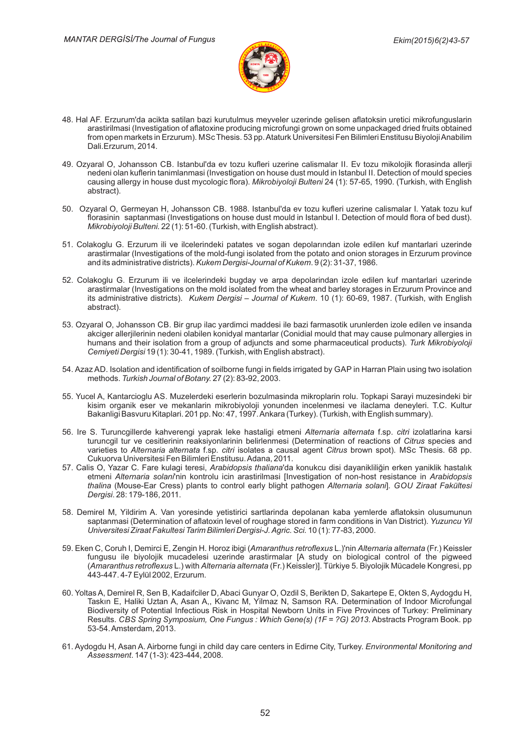48. Hal AF. Erzurum'da acikta satilan bazi kurutulmus meyveler uzerinde gelisen aflatoksin uretici mikrofunguslarin arastirilmasi (Investigation of aflatoxine producing microfungi grown on some unpackaged dried fruits obtained from open markets in Erzurum). MSc Thesis. 53 pp. Ataturk Universitesi Fen Bilimleri Enstitusu Biyoloji Anabilim Dali.Erzurum, 2014.

49. Ozyaral O, Johansson CB. Istanbul'da ev tozu kufleri uzerine calismalar II. Ev tozu mikolojik florasinda allerji nedeni olan kuflerin tanimlanmasi (Investigation on house dust mould in Istanbul II. Detection of mould species causing allergy in house dust mycologic flora). *Mikrobiyoloji Bulteni* 24 (1): 57-65, 1990. (Turkish, with English abstract).

50. Ozyaral O, Germeyan H, Johansson CB. 1988. Istanbul'da ev tozu kufleri uzerine calismalar I. Yatak tozu kuf florasinin saptanmasi (Investigations on house dust mould in Istanbul I. Detection of mould flora of bed dust). *Mikrobiyoloji Bulteni.* 22 (1): 51-60. (Turkish, with English abstract).

51. Colakoglu G. Erzurum ili ve ilcelerindeki patates ve sogan depolarından izole edilen kuf mantarlari uzerinde arastirmalar (Investigations of the mold-fungi isolated from the potato and onion storages in Erzurum province and its administrative districts). *Kukem Dergisi-Journal of Kukem.* 9 (2): 31-37, 1986.

52. Colakoglu G. Erzurum ili ve ilcelerindeki bugday ve arpa depolarindan izole edilen kuf mantarlari uzerinde arastirmalar (Investigations on the mold isolated from the wheat and barley storages in Erzurum Province and its administrative districts). *Kukem Dergisi – Journal of Kukem.* 10 (1): 60-69, 1987. (Turkish, with English abstract).

53. Ozyaral O, Johansson CB. Bir grup ilac yardimci maddesi ile bazi farmasotik urunlerden izole edilen ve insanda akciger allerjilerinin nedeni olabilen konidyal mantarlar (Conidial mould that may cause pulmonary allergies in humans and their isolation from a group of adjuncts and some pharmaceutical products). *Turk Mikrobiyoloji Cemiyeti Dergisi* 19 (1): 30-41, 1989. (Turkish, with English abstract).

54. Azaz AD. Isolation and identification of soilborne fungi in fields irrigated by GAP in Harran Plain using two isolation methods. *Turkish Journal of Botany.* 27 (2): 83-92, 2003.

55. Yucel A, Kantarcioglu AS. Muzelerdeki eserlerin bozulmasinda mikroplarin rolu. Topkapi Sarayi muzesindeki bir kisim organik eser ve mekanlarin mikrobiyoloji yonunden incelenmesi ve ilaclama deneyleri. T.C. Kultur Bakanligi Basvuru Kitaplari. 201 pp. No: 47, 1997. Ankara (Turkey). (Turkish, with English summary).

56. Ire S. Turuncgillerde kahverengi yaprak leke hastaligi etmeni *Alternaria alternata* f.sp. *citri* izolatlarina karsi turuncgil tur ve cesitlerinin reaksiyonlarinin belirlenmesi (Determination of reactions of *Citrus* species and varieties to *Alternaria alternata* f.sp. *citri* isolates a causal agent *Citrus* brown spot). MSc Thesis. 68 pp. Cukuorva Universitesi Fen Bilimleri Enstitusu. Adana, 2011.

57. Calis O, Yazar C. Fare kulagi teresi, *Arabidopsis thaliana*'da konukcu disi dayanikliliğin erken yaniklik hastalık etmeni *Alternaria solani*'nin kontrolu icin arastirilmasi [Investigation of non-host resistance in *Arabidopsis thalina* (Mouse-Ear Cress) plants to control early blight pathogen *Alternaria solani*]. *GOU Ziraat Fakültesi Dergisi*. 28: 179-186, 2011.

58. Demirel M, Yildirim A. Van yoresinde yetistirici sartlarinda depolanan kaba yemlerde aflatoksin olusumunun saptanmasi (Determination of aflatoxin level of roughage stored in farm conditions in Van District). *Yuzuncu Yil Universitesi Ziraat Fakultesi Tarim Bilimleri Dergisi-J. Agric. Sci.* 10 (1): 77-83, 2000.

59. Eken C, Coruh I, Demirci E, Zengin H. Horoz ibigi (*Amaranthus retroflexus* L.)'nin *Alternaria alternata* (Fr.) Keissler fungusu ile biyolojik mucadelesi uzerinde arastirmalar [A study on biological control of the pigweed (*Amaranthus retroflexus* L.) with *Alternaria alternata* (Fr.) Keissler)]. Türkiye 5. Biyolojik Mücadele Kongresi, pp 443-447. 4-7 Eylül 2002, Erzurum.

60. Yoltas A, Demirel R, Sen B, Kadaifciler D, Abaci Gunyar O, Ozdil S, Berikten D, Sakartepe E, Okten S, Aydogdu H, Taskın E, Haliki Uztan A, Asan A,, Kivanc M, Yilmaz N, Samson RA. Determination of Indoor Microfungal Biodiversity of Potential Infectious Risk in Hospital Newborn Units in Five Provinces of Turkey: Preliminary Results. *CBS Spring Symposium, One Fungus : Which Gene(s) (1F = ?G) 2013*. Abstracts Program Book. pp 53-54. Amsterdam, 2013.

61. Aydogdu H, Asan A. Airborne fungi in child day care centers in Edirne City, Turkey. *Environmental Monitoring and Assessment*. 147 (1-3): 423-444, 2008.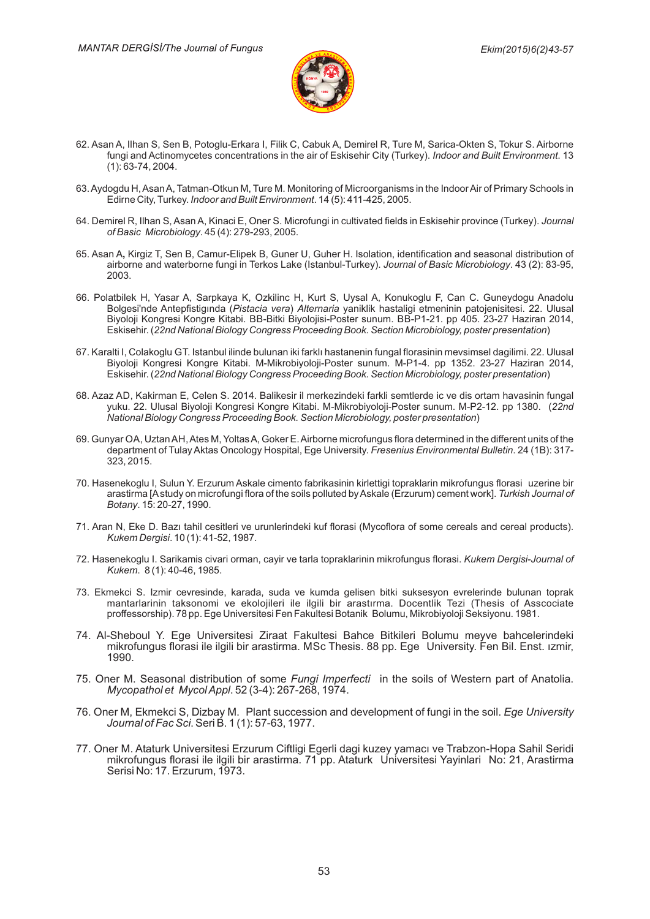62. Asan A, Ilhan S, Sen B, Potoglu-Erkara I, Filik C, Cabuk A, Demirel R, Ture M, Sarica-Okten S, Tokur S. Airborne fungi and Actinomycetes concentrations in the air of Eskisehir City (Turkey). *Indoor and Built Environment*. 13 (1): 63-74, 2004.

63. Aydogdu H, Asan A, Tatman-Otkun M, Ture M. Monitoring of Microorganisms in the Indoor Air of Primary Schools in Edirne City, Turkey. *Indoor and Built Environment*. 14 (5): 411-425, 2005.

64. Demirel R, Ilhan S, Asan A, Kinaci E, Oner S. Microfungi in cultivated fields in Eskisehir province (Turkey). *Journal of Basic Microbiology*. 45 (4): 279-293, 2005.

65. Asan A, Kirgiz T, Sen B, Camur-Elipek B, Guner U, Guher H. Isolation, identification and seasonal distribution of airborne and waterborne fungi in Terkos Lake (Istanbul-Turkey). *Journal of Basic Microbiology*. 43 (2): 83-95, 2003.

66. Polatbilek H, Yasar A, Sarpkaya K, Ozkilinc H, Kurt S, Uysal A, Konukoglu F, Can C. Guneydogu Anadolu Bolgesi'nde Antepfistigında (*Pistacia vera*) *Alternaria* yaniklik hastaligi etmeninin patojenisitesi. 22. Ulusal Biyoloji Kongresi Kongre Kitabi. BB-Bitki Biyolojisi-Poster sunum. BB-P1-21. pp 405. 23-27 Haziran 2014, Eskisehir. (*22nd National Biology Congress Proceeding Book. Section Microbiology, poster presentation*)

67. Karalti I, Colakoglu GT. Istanbul ilinde bulunan iki farklı hastanenin fungal florasinin mevsimsel dagilimi. 22. Ulusal Biyoloji Kongresi Kongre Kitabi. M-Mikrobiyoloji-Poster sunum. M-P1-4. pp 1352. 23-27 Haziran 2014, Eskisehir. (*22nd National Biology Congress Proceeding Book. Section Microbiology, poster presentation*)

68. Azaz AD, Kakirman E, Celen S. 2014. Balikesir il merkezindeki farkli semtlerde ic ve dis ortam havasinin fungal yuku. 22. Ulusal Biyoloji Kongresi Kongre Kitabi. M-Mikrobiyoloji-Poster sunum. M-P2-12. pp 1380. (*22nd National Biology Congress Proceeding Book. Section Microbiology, poster presentation*)

69. Gunyar OA, Uztan AH, Ates M, Yoltas A, Goker E. Airborne microfungus flora determined in the different units of the department of Tulay Aktas Oncology Hospital, Ege University. *Fresenius Environmental Bulletin*. 24 (1B): 317-323, 2015.

70. Hasenekoglu I, Sulun Y. Erzurum Askale cimento fabrikasinin kirlettigi topraklarin mikrofungus florasi uzerine bir arastirma [A study on microfungi flora of the soils polluted by Askale (Erzurum) cement work]. *Turkish Journal of Botany*. 15: 20-27, 1990.

71. Aran N, Eke D. Bazı tahil cesitleri ve urunlerindeki kuf florasi (Mycoflora of some cereals and cereal products). *Kukem Dergisi*. 10 (1): 41-52, 1987.

72. Hasenekoglu I. Sarikamis civari orman, cayir ve tarla topraklarinin mikrofungus florasi. *Kukem Dergisi-Journal of Kukem*. 8 (1): 40-46, 1985.

73. Ekmekci S. Izmir cevresinde, karada, suda ve kumda gelisen bitki suksesyon evrelerinde bulunan toprak mantarlarinin taksonomi ve ekolojileri ile ilgili bir arastırma. Docentlik Tezi (Thesis of Asscociate proffessorship). 78 pp. Ege Universitesi Fen Fakultesi Botanik Bolumu, Mikrobiyoloji Seksiyonu. 1981.

74. Al-Sheboul Y. Ege Universitesi Ziraat Fakultesi Bahce Bitkileri Bolumu meyve bahcelerindeki mikrofungus florasi ile ilgili bir arastirma. MSc Thesis. 88 pp. Ege University. Fen Bil. Enst. ızmir, 1990.

75. Oner M. Seasonal distribution of some *Fungi Imperfecti* in the soils of Western part of Anatolia. *Mycopathol et Mycol Appl*. 52 (3-4): 267-268, 1974.

76. Oner M, Ekmekci S, Dizbay M. Plant succession and development of fungi in the soil. *Ege University Journal of Fac Sci*. Seri B. 1 (1): 57-63, 1977.

77. Oner M. Ataturk Universitesi Erzurum Ciftligi Egerli dagi kuzey yamacı ve Trabzon-Hopa Sahil Seridi mikrofungus florasi ile ilgili bir arastirma. 71 pp. Ataturk Universitesi Yayinlari No: 21, Arastirma Serisi No: 17. Erzurum, 1973.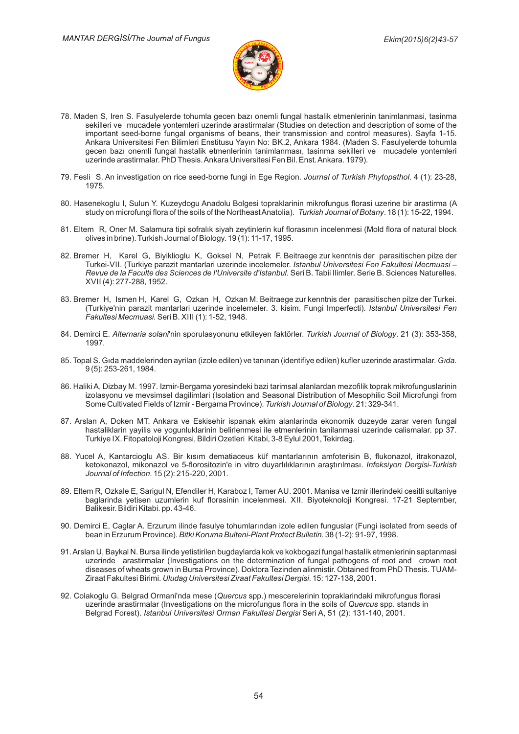78. Maden S, Iren S. Fasulyelerde tohumla gecen bazı onemli fungal hastalik etmenlerinin tanimlanmasi, tasinma sekilleri ve mucadele yontemleri uzerinde arastirmalar (Studies on detection and description of some of the important seed-borne fungal organisms of beans, their transmission and control measures). Sayfa 1-15. Ankara Universitesi Fen Bilimleri Enstitusu Yayın No: BK.2, Ankara 1984. (Maden S. Fasulyelerde tohumla gecen bazı onemli fungal hastalik etmenlerinin tanimlanması, tasinma sekilleri ve mucadele yontemleri uzerinde arastirmalar. PhD Thesis. Ankara Universitesi Fen Bil. Enst. Ankara. 1979).

79. Fesli S. An investigation on rice seed-borne fungi in Ege Region. *Journal of Turkish Phytopathol*. 4 (1): 23-28, 1975.

80. Hasenekoglu I, Sulun Y. Kuzeydogu Anadolu Bolgesi topraklarinin mikrofungus florasi uzerine bir arastirma (A study on microfungi flora of the soils of the Northeast Anatolia). *Turkish Journal of Botany*. 18 (1): 15-22, 1994.

81. Eltem R, Oner M. Salamura tipi sofralık siyah zeytinlerin kuf florasının incelenmesi (Mold flora of natural block olives in brine). Turkish Journal of Biology. 19 (1): 11-17, 1995.

82. Bremer H, Karel G, Biyiklioglu K, Goksel N, Petrak F. Beitraege zur kenntnis der parasitischen pilze der Turkei-VII. (Turkiye parazit mantarlari uzerinde incelemeler. *Istanbul Universitesi Fen Fakultesi Mecmuasi – Revue de la Faculte des Sciences de l'Universite d'Istanbul*. Seri B. Tabii Ilimler. Serie B. Sciences Naturelles. XVII (4): 277-288, 1952.

83. Bremer H, Ismen H, Karel G, Ozkan H, Ozkan M. Beitraege zur kenntnis der parasitischen pilze der Turkei. (Turkiye'nin parazit mantarlari uzerinde incelemeler. 3. kisim. Fungi Imperfecti). *Istanbul Universitesi Fen Fakultesi Mecmuasi.* Seri B. XIII (1): 1-52, 1948.

84. Demirci E. *Alternaria solani*'nin sporulasyonunu etkileyen faktörler. *Turkish Journal of Biology*. 21 (3): 353-358, 1997.

85. Topal S. Gıda maddelerinden ayrilan (izole edilen) ve tanınan (identifiye edilen) kufler uzerinde arastirmalar. *Gıda*. 9 (5): 253-261, 1984.

86. Haliki A, Dizbay M. 1997. Izmir-Bergama yoresindeki bazi tarimsal alanlardan mezofilik toprak mikrofunguslarinin izolasyonu ve mevsimsel dagilimlari (Isolation and Seasonal Distribution of Mesophilic Soil Microfungi from Some Cultivated Fields of Izmir - Bergama Province). *Turkish Journal of Biology*. 21: 329-341.

87. Arslan A, Doken MT. Ankara ve Eskisehir ispanak ekim alanlarinda ekonomik duzeyde zarar veren fungal hastaliklarin yayilis ve yogunluklarinin belirlenmesi ile etmenlerinin tanilanmasi uzerinde calismalar. pp 37. Turkiye IX. Fitopatoloji Kongresi, Bildiri Ozetleri Kitabi, 3-8 Eylul 2001, Tekirdag.

88. Yucel A, Kantarcioglu AS. Bir kısım dematiaceus küf mantarlarının amfoterisin B, flukonazol, itrakonazol, ketokonazol, mikonazol ve 5-florositozin'e in vitro duyarlılıklarının araştırılması. *Infeksiyon Dergisi-Turkish Journal of Infection*. 15 (2): 215-220, 2001.

89. Eltem R, Ozkale E, Sarigul N, Efendiler H, Karaboz I, Tamer AU. 2001. Manisa ve Izmir illerindeki cesitli sultaniye baglarinda yetisen uzumlerin kuf florasinin incelenmesi. XII. Biyoteknoloji Kongresi. 17-21 September, Balikesir. Bildiri Kitabi. pp. 43-46.

90. Demirci E, Caglar A. Erzurum ilinde fasulye tohumlarından izole edilen funguslar (Fungi isolated from seeds of bean in Erzurum Province). *Bitki Koruma Bulteni-Plant Protect Bulletin.* 38 (1-2): 91-97, 1998.

91. Arslan U, Baykal N. Bursa ilinde yetistirilen bugdaylarda kok ve kokbogazi fungal hastalik etmenlerinin saptanmasi uzerinde arastirmalar (Investigations on the determination of fungal pathogens of root and crown root diseases of wheats grown in Bursa Province). Doktora Tezinden alinmistir. Obtained from PhD Thesis. TUAM-Ziraat Fakultesi Birimi. *Uludag Universitesi Ziraat Fakultesi Dergisi*. 15: 127-138, 2001.

92. Colakoglu G. Belgrad Ormani'nda mese (*Quercus* spp.) mescerelerinin topraklarindaki mikrofungus florasi uzerinde arastirmalar (Investigations on the microfungus flora in the soils of *Quercus* spp. stands in Belgrad Forest). *Istanbul Universitesi Orman Fakultesi Dergisi* Seri A, 51 (2): 131-140, 2001.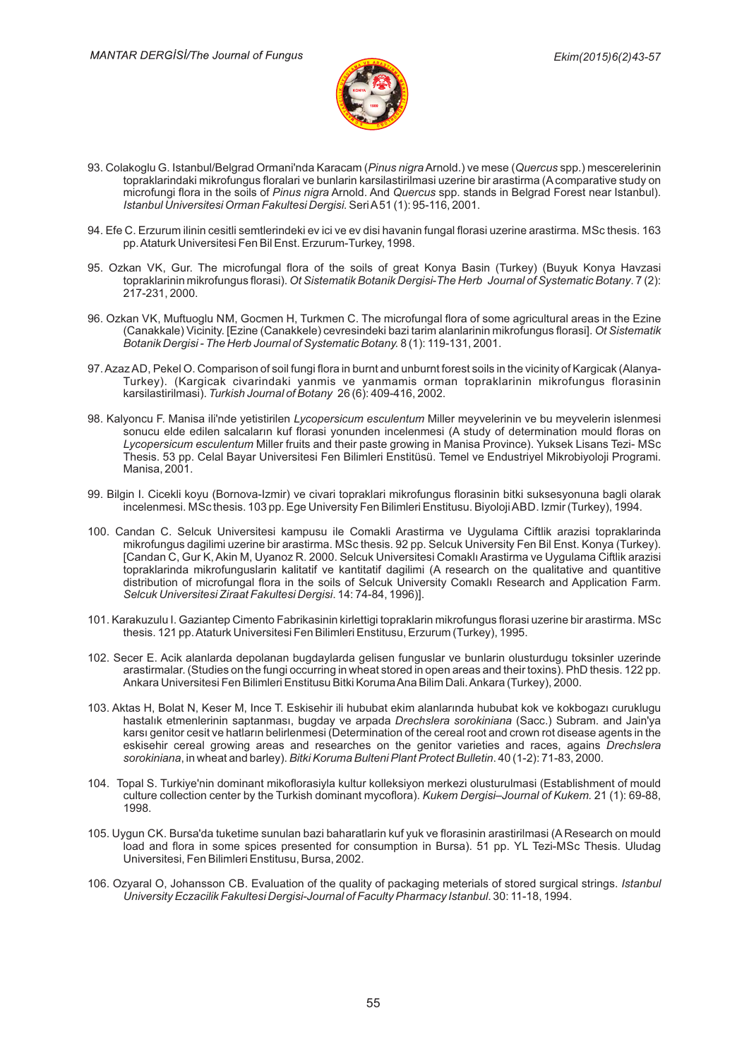93. Colakoglu G. Istanbul/Belgrad Ormani'nda Karacam (*Pinus nigra* Arnold.) ve mese (*Quercus* spp.) mescerelerinin topraklarindaki mikrofungus floralari ve bunlarin karsilastirilmasi uzerine bir arastirma (A comparative study on microfungi flora in the soils of *Pinus nigra* Arnold. And *Quercus* spp. stands in Belgrad Forest near Istanbul). *Istanbul Universitesi Orman Fakultesi Dergisi*. Seri A 51 (1): 95-116, 2001.

94. Efe C. Erzurum ilinin cesitli semtlerindeki ev ici ve ev disi havanin fungal florasi uzerine arastirma. MSc thesis. 163 pp. Ataturk Universitesi Fen Bil Enst. Erzurum-Turkey, 1998.

95. Ozkan VK, Gur. The microfungal flora of the soils of great Konya Basin (Turkey) (Buyuk Konya Havzasi topraklarinin mikrofungus florasi). *Ot Sistematik Botanik Dergisi-The Herb Journal of Systematic Botany*. 7 (2): 217-231, 2000.

96. Ozkan VK, Muftuoglu NM, Gocmen H, Turkmen C. The microfungal flora of some agricultural areas in the Ezine (Canakkale) Vicinity. [Ezine (Canakkele) cevresindeki bazi tarim alanlarinin mikrofungus florasi]. *Ot Sistematik Botanik Dergisi - The Herb Journal of Systematic Botany.* 8 (1): 119-131, 2001.

97. Azaz AD, Pekel O. Comparison of soil fungi flora in burnt and unburnt forest soils in the vicinity of Kargicak (Alanya-Turkey). (Kargicak civarindaki yanmis ve yanmamis orman topraklarinin mikrofungus florasinin karsilastirilmasi). *Turkish Journal of Botany* 26 (6): 409-416, 2002.

98. Kalyoncu F. Manisa ili'nde yetistirilen *Lycopersicum esculentum* Miller meyvelerinin ve bu meyvelerin islenmesi sonucu elde edilen salcaların kuf florasi yonunden incelenmesi (A study of determination mould floras on *Lycopersicum esculentum* Miller fruits and their paste growing in Manisa Province). Yuksek Lisans Tezi- MSc Thesis. 53 pp. Celal Bayar Universitesi Fen Bilimleri Enstitüsü. Temel ve Endustriyel Mikrobiyoloji Programi. Manisa, 2001.

99. Bilgin I. Cicekli koyu (Bornova-Izmir) ve civari topraklari mikrofungus florasinin bitki suksesyonuna bagli olarak incelenmesi. MSc thesis. 103 pp. Ege University Fen Bilimleri Enstitusu. Biyoloji ABD. Izmir (Turkey), 1994.

100. Candan C. Selcuk Universitesi kampusu ile Comakli Arastirma ve Uygulama Ciftlik arazisi topraklarinda mikrofungus dagilimi uzerine bir arastirma. MSc thesis. 92 pp. Selcuk University Fen Bil Enst. Konya (Turkey). [Candan C, Gur K, Akin M, Uyanoz R. 2000. Selcuk Universitesi Comaklı Arastirma ve Uygulama Ciftlik arazisi topraklarinda mikrofunguslarin kalitatif ve kantitatif dagilimi (A research on the qualitative and quantitive distribution of microfungal flora in the soils of Selcuk University Comaklı Research and Application Farm. *Selcuk Universitesi Ziraat Fakultesi Dergisi*. 14: 74-84, 1996)].

101. Karakuzulu I. Gaziantep Cimento Fabrikasinin kirlettigi topraklarin mikrofungus florasi uzerine bir arastirma. MSc thesis. 121 pp. Ataturk Universitesi Fen Bilimleri Enstitusu, Erzurum (Turkey), 1995.

102. Secer E. Acik alanlarda depolanan bugdaylarda gelisen funguslar ve bunlarin olusturdugu toksinler uzerinde arastirmalar. (Studies on the fungi occurring in wheat stored in open areas and their toxins). PhD thesis. 122 pp. Ankara Universitesi Fen Bilimleri Enstitusu Bitki Koruma Ana Bilim Dali. Ankara (Turkey), 2000.

103. Aktas H, Bolat N, Keser M, Ince T. Eskisehir ili hububat ekim alanlarında hububat kok ve kokbogazı curuklugu hastalık etmenlerinin saptanması, bugday ve arpada *Drechslera sorokiniana* (Sacc.) Subram. and Jain'ya karsı genitor cesit ve hatların belirlenmesi (Determination of the cereal root and crown rot disease agents in the eskisehir cereal growing areas and researches on the genitor varieties and races, agains *Drechslera sorokiniana*, in wheat and barley). *Bitki Koruma Bulteni Plant Protect Bulletin*. 40 (1-2): 71-83, 2000.

104. Topal S. Turkiye'nin dominant mikoflorasiyla kultur kolleksiyon merkezi olusturulmasi (Establishment of mould culture collection center by the Turkish dominant mycoflora). *Kukem Dergisi–Journal of Kukem.* 21 (1): 69-88, 1998.

105. Uygun CK. Bursa'da tuketime sunulan bazi baharatlarin kuf yuk ve florasinin arastirilmasi (A Research on mould load and flora in some spices presented for consumption in Bursa). 51 pp. YL Tezi-MSc Thesis. Uludag Universitesi, Fen Bilimleri Enstitusu, Bursa, 2002.

106. Ozyaral O, Johansson CB. Evaluation of the quality of packaging meterials of stored surgical strings. *Istanbul University Eczacilik Fakultesi Dergisi-Journal of Faculty Pharmacy Istanbul*. 30: 11-18, 1994.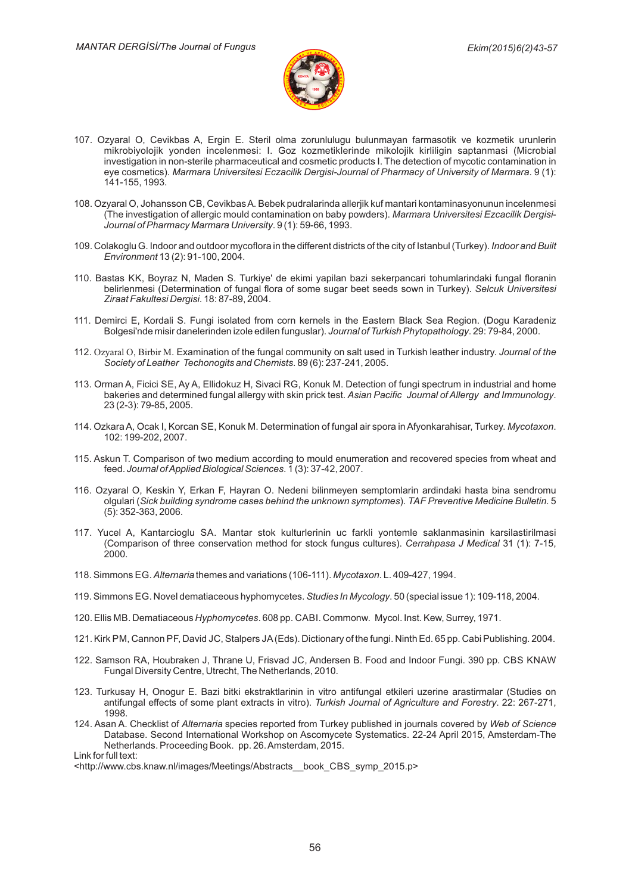107. Ozyaral O, Cevikbas A, Ergin E. Steril olma zorunlulugu bulunmayan farmasotik ve kozmetik urunlerin mikrobiyolojik yonden incelenmesi: I. Goz kozmetiklerinde mikolojik kirliligin saptanmasi (Microbial investigation in non-sterile pharmaceutical and cosmetic products I. The detection of mycotic contamination in eye cosmetics). *Marmara Universitesi Eczacilik Dergisi-Journal of Pharmacy of University of Marmara*. 9 (1): 141-155, 1993.

108. Ozyaral O, Johansson CB, Cevikbas A. Bebek pudralarinda allerjik kuf mantari kontaminasyonunun incelenmesi (The investigation of allergic mould contamination on baby powders). *Marmara Universitesi Eczacilik Dergisi-Journal of Pharmacy Marmara University*. 9 (1): 59-66, 1993.

109. Colakoglu G. Indoor and outdoor mycoflora in the different districts of the city of Istanbul (Turkey). *Indoor and Built Environment* 13 (2): 91-100, 2004.

110. Bastas KK, Boyraz N, Maden S. Turkiye' de ekimi yapilan bazi sekerpancari tohumlarindaki fungal floranin belirlenmesi (Determination of fungal flora of some sugar beet seeds sown in Turkey). *Selcuk Universitesi Ziraat Fakultesi Dergisi*. 18: 87-89, 2004.

111. Demirci E, Kordali S. Fungi isolated from corn kernels in the Eastern Black Sea Region. (Dogu Karadeniz Bolgesi'nde misir danelerinden izole edilen funguslar). *Journal of Turkish Phytopathology*. 29: 79-84, 2000.

112. Ozyaral O, Birbir M. Examination of the fungal community on salt used in Turkish leather industry. *Journal of the Society of Leather Techonogits and Chemists*. 89 (6): 237-241, 2005.

113. Orman A, Ficici SE, Ay A, Ellidokuz H, Sivaci RG, Konuk M. Detection of fungi spectrum in industrial and home bakeries and determined fungal allergy with skin prick test. *Asian Pacific Journal of Allergy and Immunology*. 23 (2-3): 79-85, 2005.

114. Ozkara A, Ocak I, Korcan SE, Konuk M. Determination of fungal air spora in Afyonkarahisar, Turkey. *Mycotaxon*. 102: 199-202, 2007.

115. Askun T. Comparison of two medium according to mould enumeration and recovered species from wheat and feed. *Journal of Applied Biological Sciences*. 1 (3): 37-42, 2007.

116. Ozyaral O, Keskin Y, Erkan F, Hayran O. Nedeni bilinmeyen semptomlarin ardindaki hasta bina sendromu olgulari (*Sick building syndrome cases behind the unknown symptomes*). *TAF Preventive Medicine Bulletin*. 5 (5): 352-363, 2006.

117. Yucel A, Kantarcioglu SA. Mantar stok kulturlerinin uc farkli yontemle saklanmasinin karsilastirilmasi (Comparison of three conservation method for stock fungus cultures). *Cerrahpasa J Medical* 31 (1): 7-15, 2000.

118. Simmons EG. *Alternaria* themes and variations (106-111). *Mycotaxon*. L. 409-427, 1994.

119. Simmons EG. Novel dematiaceous hyphomycetes. *Studies In Mycology*. 50 (special issue 1): 109-118, 2004.

120. Ellis MB. Dematiaceous *Hyphomycetes*. 608 pp. CABI. Commonw. Mycol. Inst. Kew, Surrey, 1971.

121. Kirk PM, Cannon PF, David JC, Stalpers JA (Eds). Dictionary of the fungi. Ninth Ed. 65 pp. Cabi Publishing. 2004.

122. Samson RA, Houbraken J, Thrane U, Frisvad JC, Andersen B. Food and Indoor Fungi. 390 pp. CBS KNAW Fungal Diversity Centre, Utrecht, The Netherlands, 2010.

123. Turkusay H, Onogur E. Bazi bitki ekstraktlarinin in vitro antifungal etkileri uzerine arastirmalar (Studies on antifungal effects of some plant extracts in vitro). *Turkish Journal of Agriculture and Forestry*. 22: 267-271, 1998.

124. Asan A. Checklist of *Alternaria* species reported from Turkey published in journals covered by *Web of Science* Database. Second International Workshop on Ascomycete Systematics. 22-24 April 2015, Amsterdam-The Netherlands. Proceeding Book. pp. 26. Amsterdam, 2015.

Link for full text:
<http://www.cbs.knaw.nl/images/Meetings/Abstracts__book_CBS_symp_2015.p>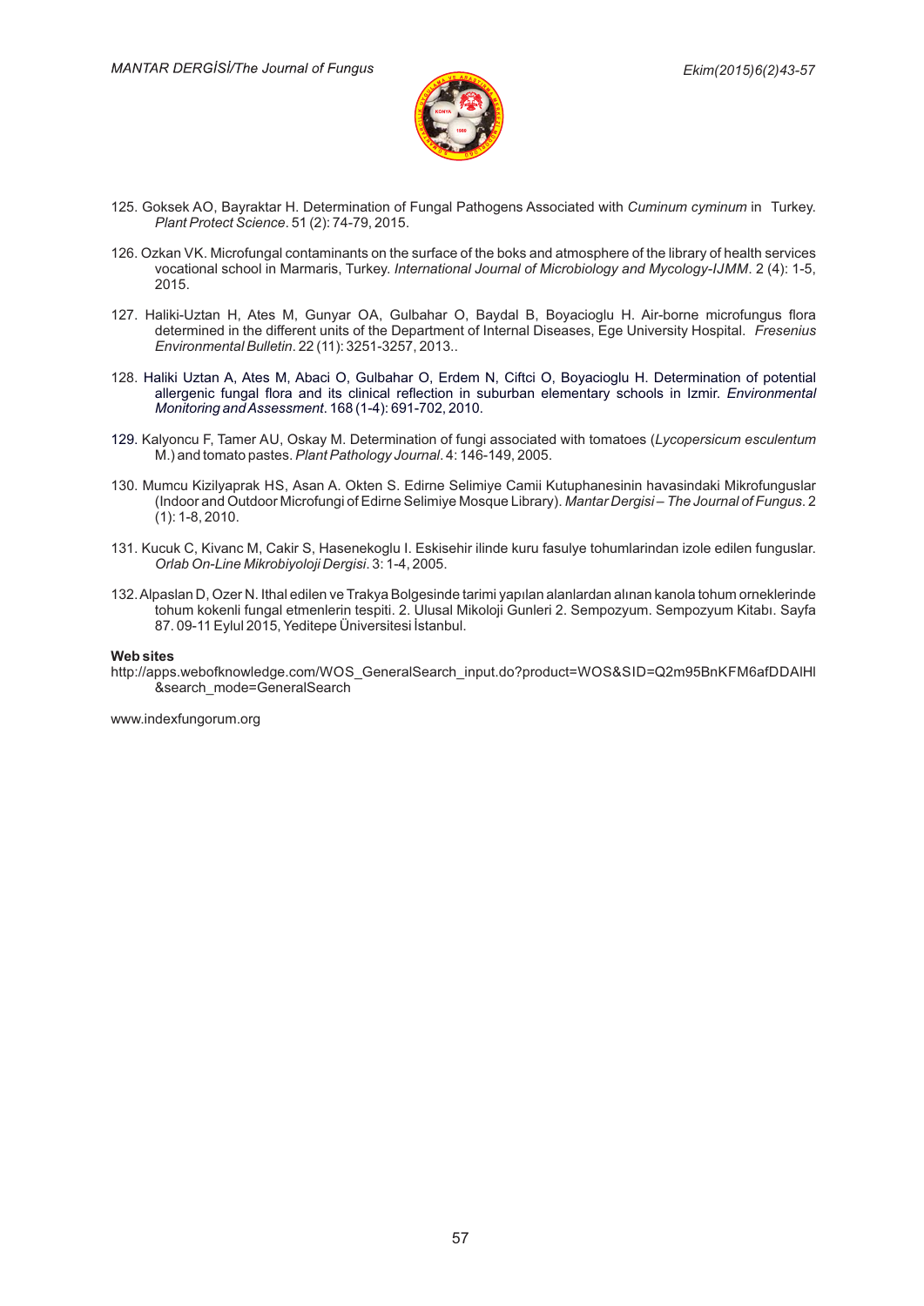125. Goksek AO, Bayraktar H. Determination of Fungal Pathogens Associated with *Cuminum cyminum* in Turkey. *Plant Protect Science*. 51 (2): 74-79, 2015.

126. Ozkan VK. Microfungal contaminants on the surface of the boks and atmosphere of the library of health services vocational school in Marmaris, Turkey. *International Journal of Microbiology and Mycology-IJMM*. 2 (4): 1-5, 2015.

127. Haliki-Uztan H, Ates M, Gunyar OA, Gulbahar O, Baydal B, Boyacioglu H. Air-borne microfungus flora determined in the different units of the Department of Internal Diseases, Ege University Hospital. *Fresenius Environmental Bulletin*. 22 (11): 3251-3257, 2013..

128. Haliki Uztan A, Ates M, Abaci O, Gulbahar O, Erdem N, Ciftci O, Boyacioglu H. Determination of potential allergenic fungal flora and its clinical reflection in suburban elementary schools in Izmir. *Environmental Monitoring and Assessment*. 168 (1-4): 691-702, 2010.

129. Kalyoncu F, Tamer AU, Oskay M. Determination of fungi associated with tomatoes (*Lycopersicum esculentum* M.) and tomato pastes. *Plant Pathology Journal*. 4: 146-149, 2005.

130. Mumcu Kizilyaprak HS, Asan A. Okten S. Edirne Selimiye Camii Kutuphanesinin havasindaki Mikrofunguslar (Indoor and Outdoor Microfungi of Edirne Selimiye Mosque Library). *Mantar Dergisi – The Journal of Fungus*. 2 (1): 1-8, 2010.

131. Kucuk C, Kivanc M, Cakir S, Hasenekoglu I. Eskisehir ilinde kuru fasulye tohumlarindan izole edilen funguslar. *Orlab On-Line Mikrobiyoloji Dergisi*. 3: 1-4, 2005.

132. Alpaslan D, Ozer N. Ithal edilen ve Trakya Bolgesinde tarimi yapılan alanlardan alınan kanola tohum orneklerinde tohum kokenli fungal etmenlerin tespiti. 2. Ulusal Mikoloji Gunleri 2. Sempozyum. Sempozyum Kitabı. Sayfa 87. 09-11 Eylul 2015, Yeditepe Üniversitesi İstanbul.

**Web sites**

http://apps.webofknowledge.com/WOS_GeneralSearch_input.do?product=WOS&SID=Q2m95BnKFM6afDDAIHl&search_mode=GeneralSearch

www.indexfungorum.org